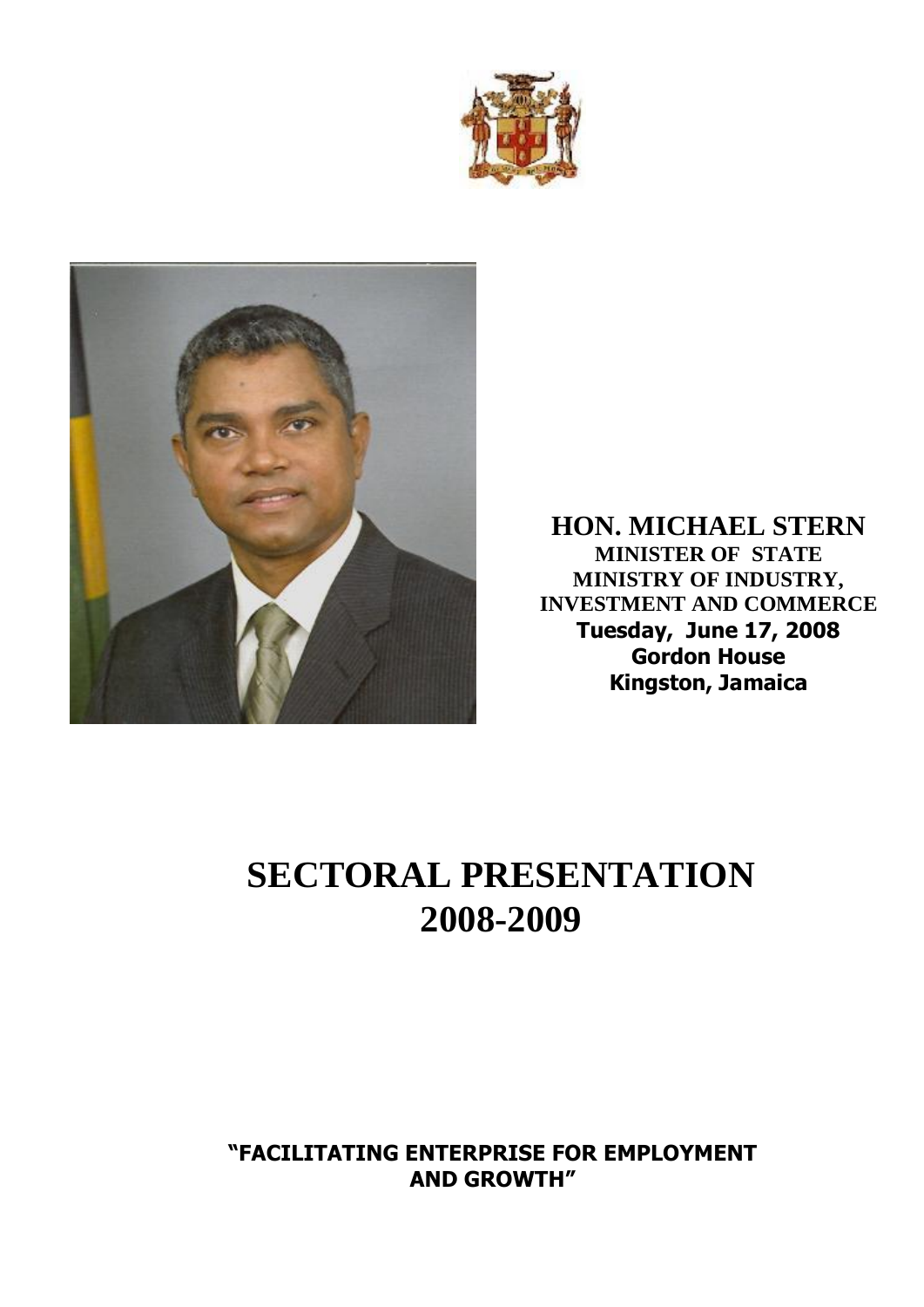**HON. MICHAEL STERN**
**MINISTER OF STATE**
**MINISTRY OF INDUSTRY, INVESTMENT AND COMMERCE**
**Tuesday, June 17, 2008**
**Gordon House**
**Kingston, Jamaica**

# SECTORAL PRESENTATION 2008-2009

**"FACILITATING ENTERPRISE FOR EMPLOYMENT AND GROWTH"**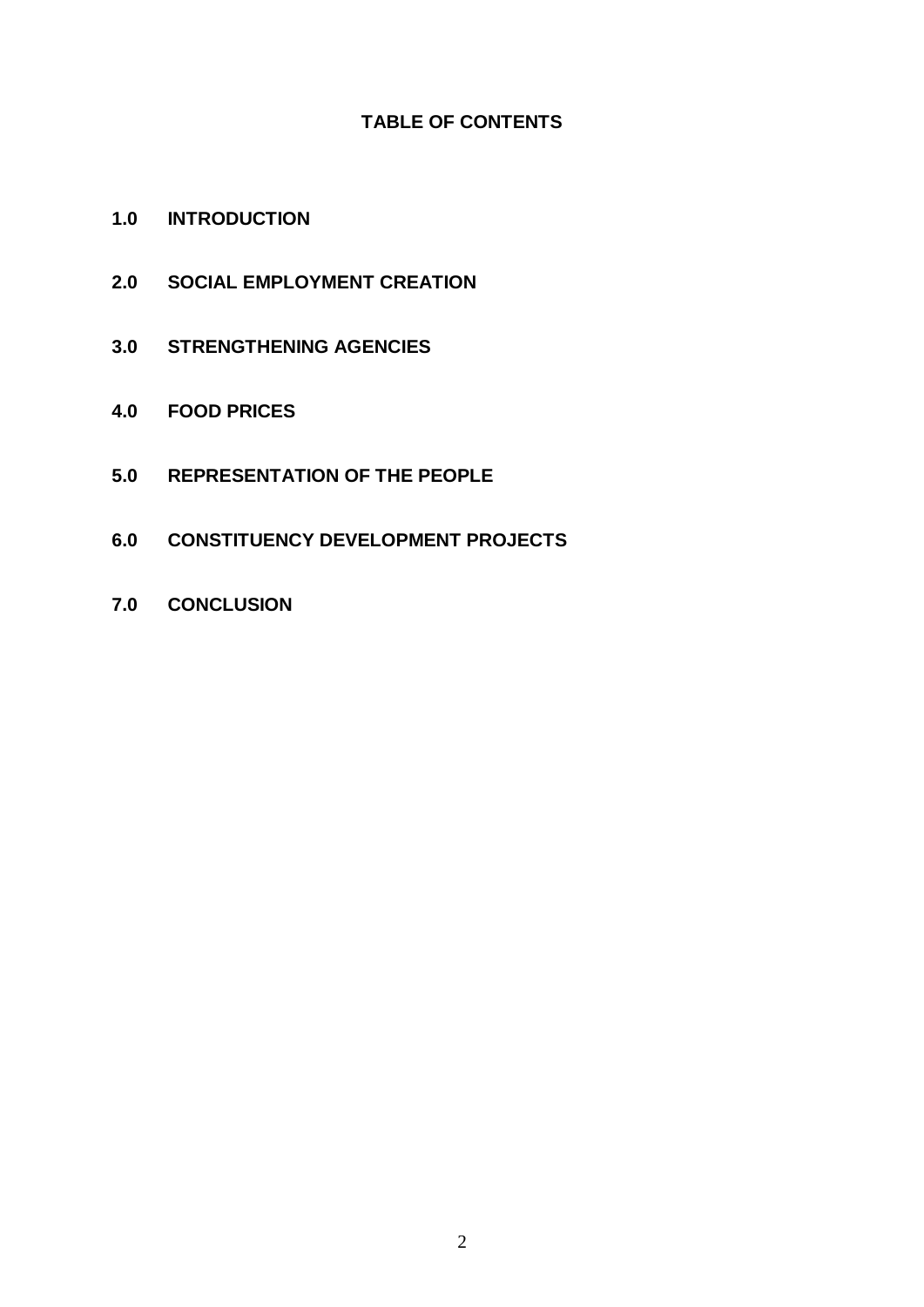## TABLE OF CONTENTS

**1.0 INTRODUCTION**

**2.0 SOCIAL EMPLOYMENT CREATION**

**3.0 STRENGTHENING AGENCIES**

**4.0 FOOD PRICES**

**5.0 REPRESENTATION OF THE PEOPLE**

**6.0 CONSTITUENCY DEVELOPMENT PROJECTS**

**7.0 CONCLUSION**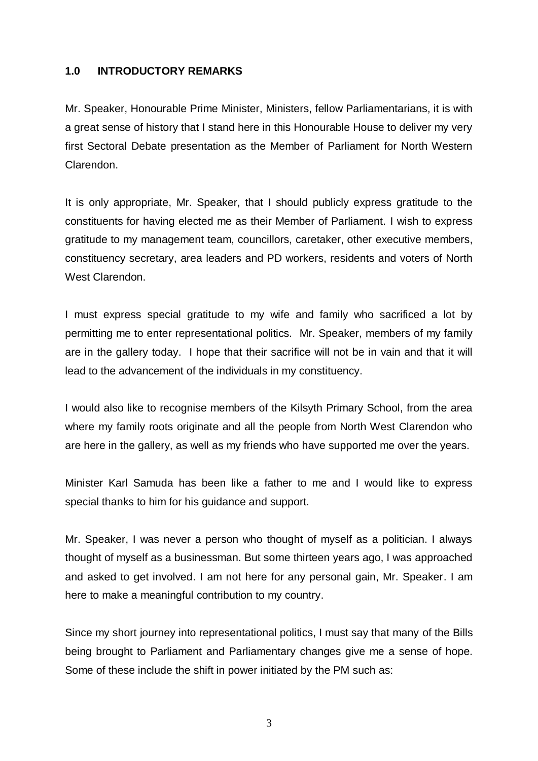## 1.0 INTRODUCTORY REMARKS

Mr. Speaker, Honourable Prime Minister, Ministers, fellow Parliamentarians, it is with a great sense of history that I stand here in this Honourable House to deliver my very first Sectoral Debate presentation as the Member of Parliament for North Western Clarendon.

It is only appropriate, Mr. Speaker, that I should publicly express gratitude to the constituents for having elected me as their Member of Parliament. I wish to express gratitude to my management team, councillors, caretaker, other executive members, constituency secretary, area leaders and PD workers, residents and voters of North West Clarendon.

I must express special gratitude to my wife and family who sacrificed a lot by permitting me to enter representational politics. Mr. Speaker, members of my family are in the gallery today. I hope that their sacrifice will not be in vain and that it will lead to the advancement of the individuals in my constituency.

I would also like to recognise members of the Kilsyth Primary School, from the area where my family roots originate and all the people from North West Clarendon who are here in the gallery, as well as my friends who have supported me over the years.

Minister Karl Samuda has been like a father to me and I would like to express special thanks to him for his guidance and support.

Mr. Speaker, I was never a person who thought of myself as a politician. I always thought of myself as a businessman. But some thirteen years ago, I was approached and asked to get involved. I am not here for any personal gain, Mr. Speaker. I am here to make a meaningful contribution to my country.

Since my short journey into representational politics, I must say that many of the Bills being brought to Parliament and Parliamentary changes give me a sense of hope. Some of these include the shift in power initiated by the PM such as: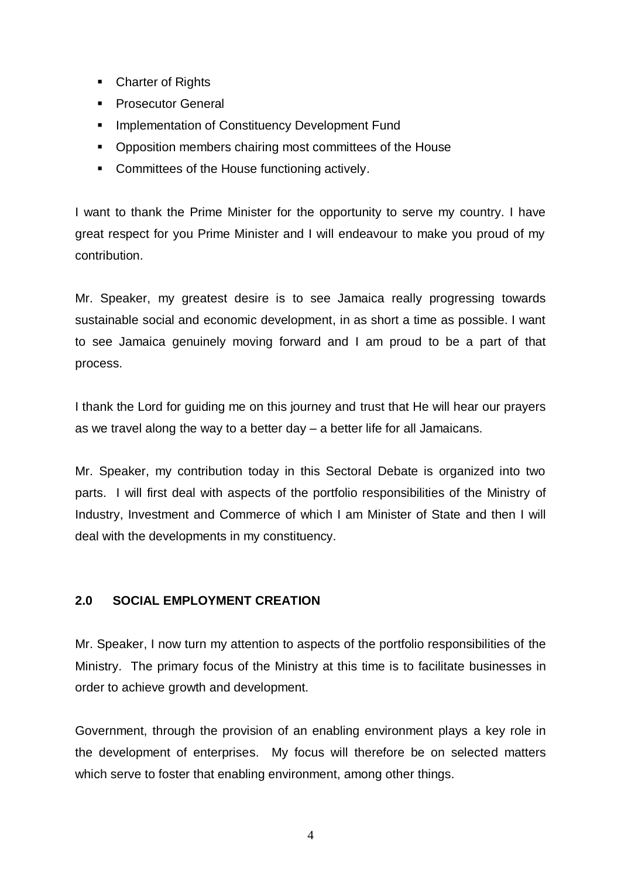- Charter of Rights
- Prosecutor General
- Implementation of Constituency Development Fund
- Opposition members chairing most committees of the House
- Committees of the House functioning actively.

I want to thank the Prime Minister for the opportunity to serve my country. I have great respect for you Prime Minister and I will endeavour to make you proud of my contribution.

Mr. Speaker, my greatest desire is to see Jamaica really progressing towards sustainable social and economic development, in as short a time as possible. I want to see Jamaica genuinely moving forward and I am proud to be a part of that process.

I thank the Lord for guiding me on this journey and trust that He will hear our prayers as we travel along the way to a better day – a better life for all Jamaicans.

Mr. Speaker, my contribution today in this Sectoral Debate is organized into two parts. I will first deal with aspects of the portfolio responsibilities of the Ministry of Industry, Investment and Commerce of which I am Minister of State and then I will deal with the developments in my constituency.

## 2.0 SOCIAL EMPLOYMENT CREATION

Mr. Speaker, I now turn my attention to aspects of the portfolio responsibilities of the Ministry. The primary focus of the Ministry at this time is to facilitate businesses in order to achieve growth and development.

Government, through the provision of an enabling environment plays a key role in the development of enterprises. My focus will therefore be on selected matters which serve to foster that enabling environment, among other things.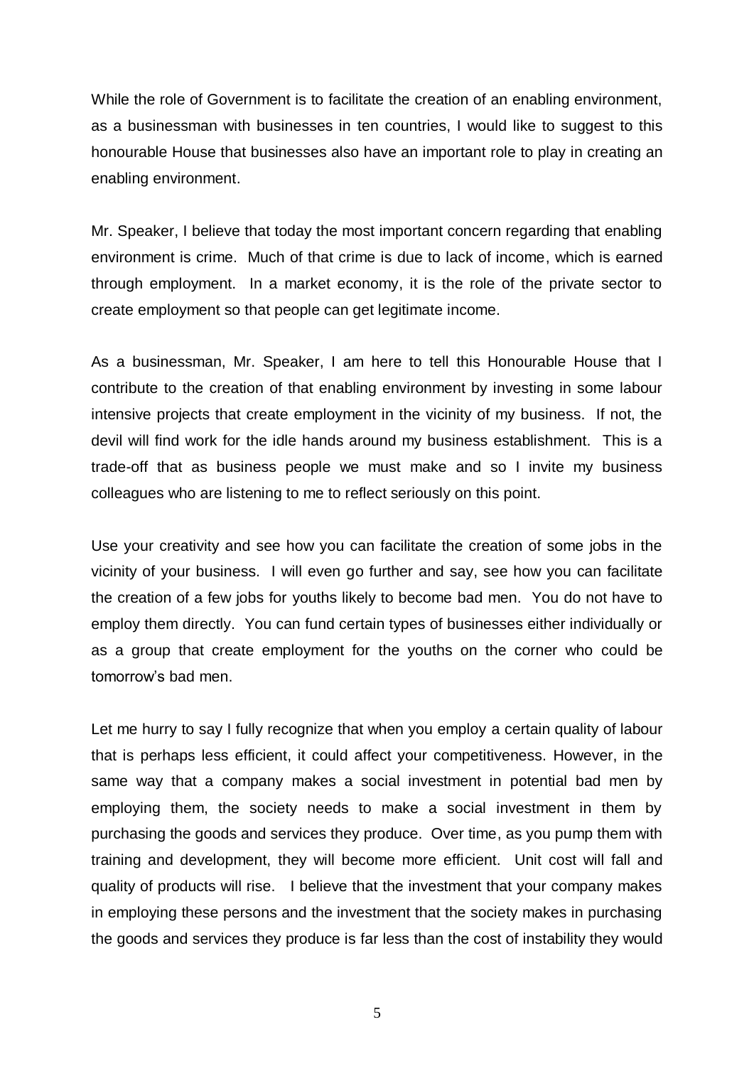While the role of Government is to facilitate the creation of an enabling environment, as a businessman with businesses in ten countries, I would like to suggest to this honourable House that businesses also have an important role to play in creating an enabling environment.

Mr. Speaker, I believe that today the most important concern regarding that enabling environment is crime. Much of that crime is due to lack of income, which is earned through employment. In a market economy, it is the role of the private sector to create employment so that people can get legitimate income.

As a businessman, Mr. Speaker, I am here to tell this Honourable House that I contribute to the creation of that enabling environment by investing in some labour intensive projects that create employment in the vicinity of my business. If not, the devil will find work for the idle hands around my business establishment. This is a trade-off that as business people we must make and so I invite my business colleagues who are listening to me to reflect seriously on this point.

Use your creativity and see how you can facilitate the creation of some jobs in the vicinity of your business. I will even go further and say, see how you can facilitate the creation of a few jobs for youths likely to become bad men. You do not have to employ them directly. You can fund certain types of businesses either individually or as a group that create employment for the youths on the corner who could be tomorrow's bad men.

Let me hurry to say I fully recognize that when you employ a certain quality of labour that is perhaps less efficient, it could affect your competitiveness. However, in the same way that a company makes a social investment in potential bad men by employing them, the society needs to make a social investment in them by purchasing the goods and services they produce. Over time, as you pump them with training and development, they will become more efficient. Unit cost will fall and quality of products will rise. I believe that the investment that your company makes in employing these persons and the investment that the society makes in purchasing the goods and services they produce is far less than the cost of instability they would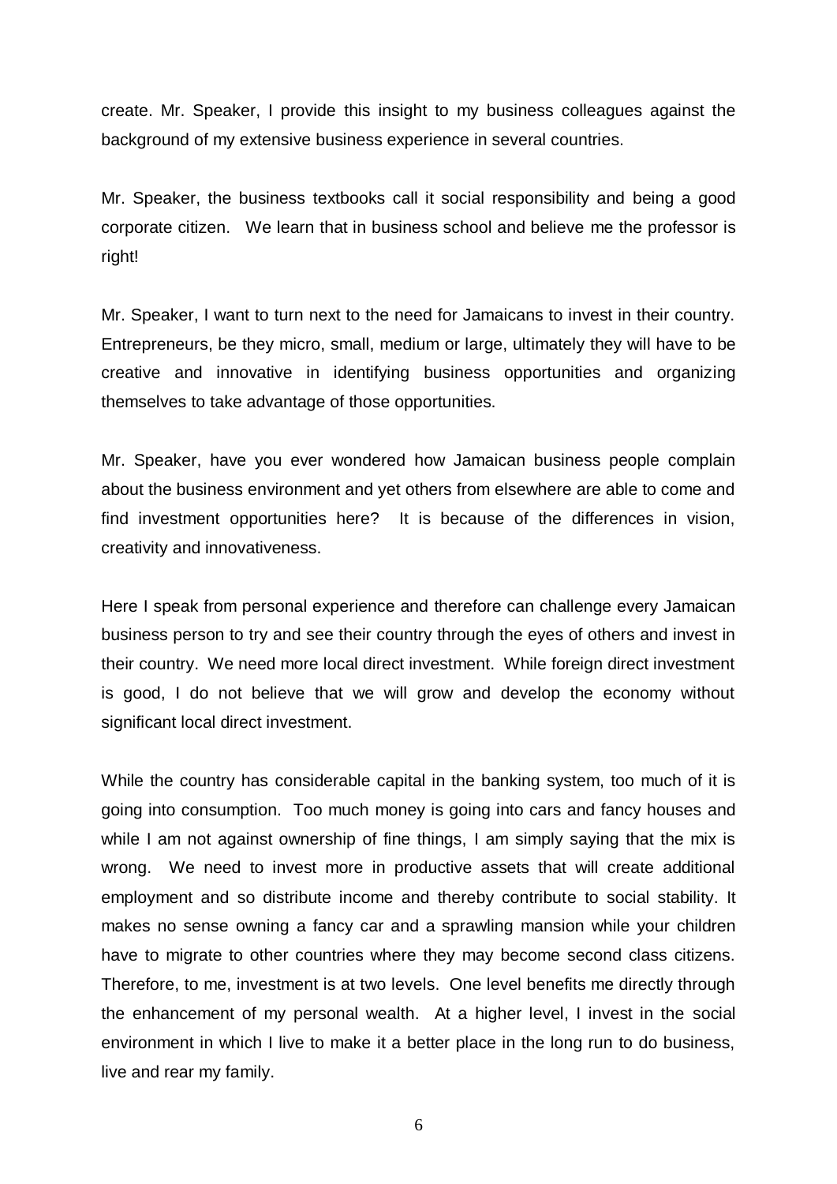create. Mr. Speaker, I provide this insight to my business colleagues against the background of my extensive business experience in several countries.

Mr. Speaker, the business textbooks call it social responsibility and being a good corporate citizen. We learn that in business school and believe me the professor is right!

Mr. Speaker, I want to turn next to the need for Jamaicans to invest in their country. Entrepreneurs, be they micro, small, medium or large, ultimately they will have to be creative and innovative in identifying business opportunities and organizing themselves to take advantage of those opportunities.

Mr. Speaker, have you ever wondered how Jamaican business people complain about the business environment and yet others from elsewhere are able to come and find investment opportunities here? It is because of the differences in vision, creativity and innovativeness.

Here I speak from personal experience and therefore can challenge every Jamaican business person to try and see their country through the eyes of others and invest in their country. We need more local direct investment. While foreign direct investment is good, I do not believe that we will grow and develop the economy without significant local direct investment.

While the country has considerable capital in the banking system, too much of it is going into consumption. Too much money is going into cars and fancy houses and while I am not against ownership of fine things, I am simply saying that the mix is wrong. We need to invest more in productive assets that will create additional employment and so distribute income and thereby contribute to social stability. It makes no sense owning a fancy car and a sprawling mansion while your children have to migrate to other countries where they may become second class citizens. Therefore, to me, investment is at two levels. One level benefits me directly through the enhancement of my personal wealth. At a higher level, I invest in the social environment in which I live to make it a better place in the long run to do business, live and rear my family.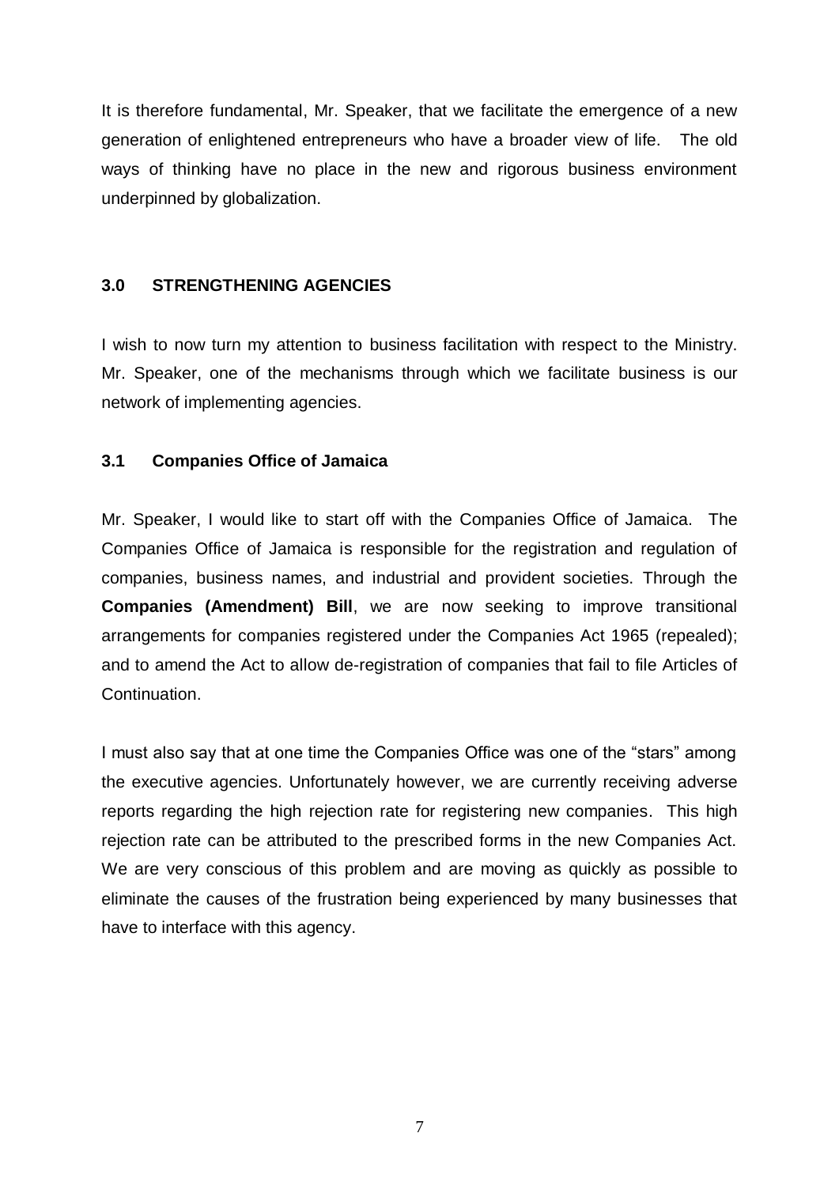It is therefore fundamental, Mr. Speaker, that we facilitate the emergence of a new generation of enlightened entrepreneurs who have a broader view of life. The old ways of thinking have no place in the new and rigorous business environment underpinned by globalization.

## 3.0 STRENGTHENING AGENCIES

I wish to now turn my attention to business facilitation with respect to the Ministry. Mr. Speaker, one of the mechanisms through which we facilitate business is our network of implementing agencies.

### 3.1 Companies Office of Jamaica

Mr. Speaker, I would like to start off with the Companies Office of Jamaica. The Companies Office of Jamaica is responsible for the registration and regulation of companies, business names, and industrial and provident societies. Through the **Companies (Amendment) Bill**, we are now seeking to improve transitional arrangements for companies registered under the Companies Act 1965 (repealed); and to amend the Act to allow de-registration of companies that fail to file Articles of Continuation.

I must also say that at one time the Companies Office was one of the "stars" among the executive agencies. Unfortunately however, we are currently receiving adverse reports regarding the high rejection rate for registering new companies. This high rejection rate can be attributed to the prescribed forms in the new Companies Act. We are very conscious of this problem and are moving as quickly as possible to eliminate the causes of the frustration being experienced by many businesses that have to interface with this agency.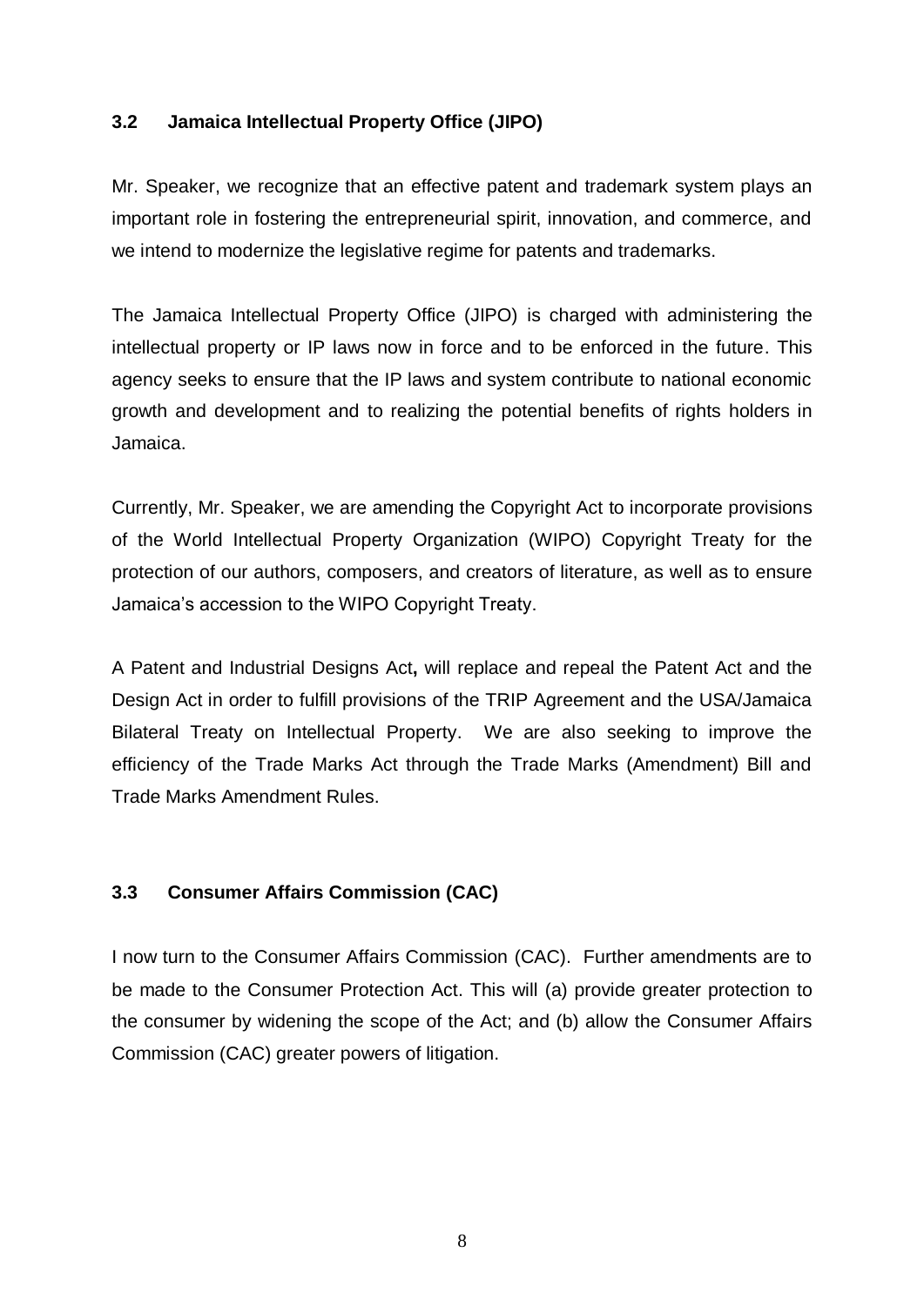### 3.2 Jamaica Intellectual Property Office (JIPO)

Mr. Speaker, we recognize that an effective patent and trademark system plays an important role in fostering the entrepreneurial spirit, innovation, and commerce, and we intend to modernize the legislative regime for patents and trademarks.

The Jamaica Intellectual Property Office (JIPO) is charged with administering the intellectual property or IP laws now in force and to be enforced in the future. This agency seeks to ensure that the IP laws and system contribute to national economic growth and development and to realizing the potential benefits of rights holders in Jamaica.

Currently, Mr. Speaker, we are amending the Copyright Act to incorporate provisions of the World Intellectual Property Organization (WIPO) Copyright Treaty for the protection of our authors, composers, and creators of literature, as well as to ensure Jamaica's accession to the WIPO Copyright Treaty.

A Patent and Industrial Designs Act**,** will replace and repeal the Patent Act and the Design Act in order to fulfill provisions of the TRIP Agreement and the USA/Jamaica Bilateral Treaty on Intellectual Property. We are also seeking to improve the efficiency of the Trade Marks Act through the Trade Marks (Amendment) Bill and Trade Marks Amendment Rules.

### 3.3 Consumer Affairs Commission (CAC)

I now turn to the Consumer Affairs Commission (CAC). Further amendments are to be made to the Consumer Protection Act. This will (a) provide greater protection to the consumer by widening the scope of the Act; and (b) allow the Consumer Affairs Commission (CAC) greater powers of litigation.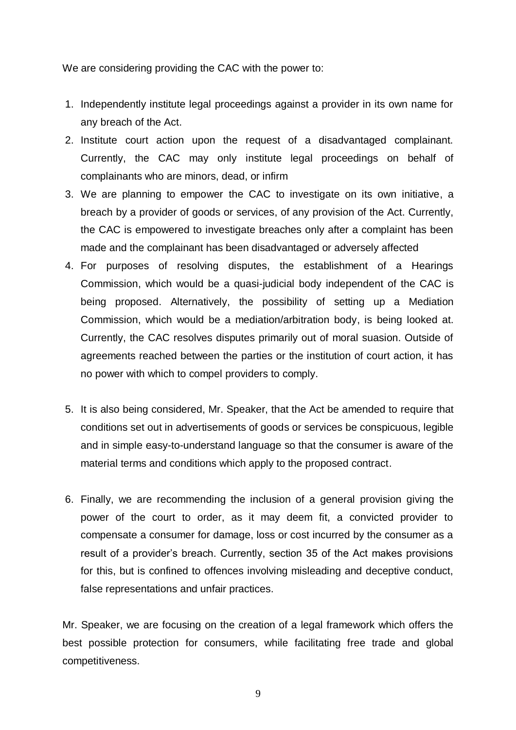We are considering providing the CAC with the power to:

1. Independently institute legal proceedings against a provider in its own name for any breach of the Act.
2. Institute court action upon the request of a disadvantaged complainant. Currently, the CAC may only institute legal proceedings on behalf of complainants who are minors, dead, or infirm
3. We are planning to empower the CAC to investigate on its own initiative, a breach by a provider of goods or services, of any provision of the Act. Currently, the CAC is empowered to investigate breaches only after a complaint has been made and the complainant has been disadvantaged or adversely affected
4. For purposes of resolving disputes, the establishment of a Hearings Commission, which would be a quasi-judicial body independent of the CAC is being proposed. Alternatively, the possibility of setting up a Mediation Commission, which would be a mediation/arbitration body, is being looked at. Currently, the CAC resolves disputes primarily out of moral suasion. Outside of agreements reached between the parties or the institution of court action, it has no power with which to compel providers to comply.

5. It is also being considered, Mr. Speaker, that the Act be amended to require that conditions set out in advertisements of goods or services be conspicuous, legible and in simple easy-to-understand language so that the consumer is aware of the material terms and conditions which apply to the proposed contract.

6. Finally, we are recommending the inclusion of a general provision giving the power of the court to order, as it may deem fit, a convicted provider to compensate a consumer for damage, loss or cost incurred by the consumer as a result of a provider's breach. Currently, section 35 of the Act makes provisions for this, but is confined to offences involving misleading and deceptive conduct, false representations and unfair practices.

Mr. Speaker, we are focusing on the creation of a legal framework which offers the best possible protection for consumers, while facilitating free trade and global competitiveness.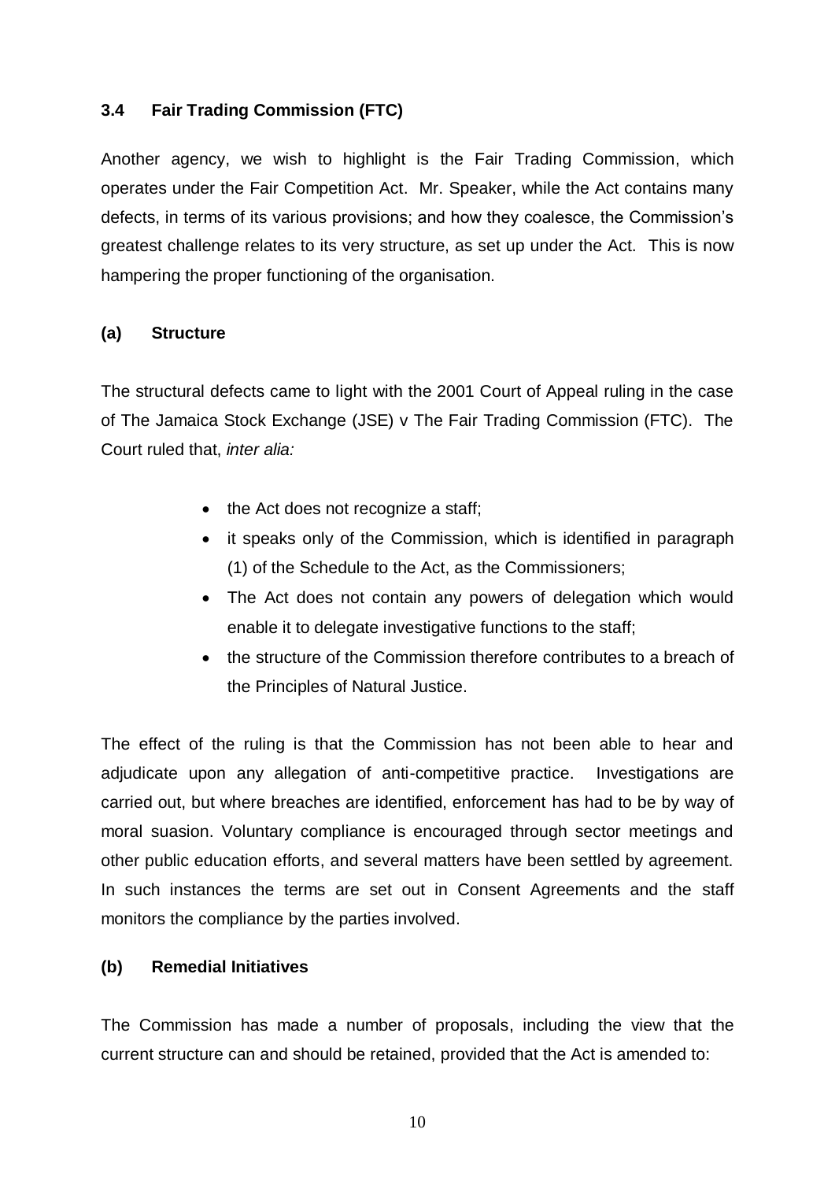### 3.4 Fair Trading Commission (FTC)

Another agency, we wish to highlight is the Fair Trading Commission, which operates under the Fair Competition Act. Mr. Speaker, while the Act contains many defects, in terms of its various provisions; and how they coalesce, the Commission's greatest challenge relates to its very structure, as set up under the Act. This is now hampering the proper functioning of the organisation.

#### (a) Structure

The structural defects came to light with the 2001 Court of Appeal ruling in the case of The Jamaica Stock Exchange (JSE) v The Fair Trading Commission (FTC). The Court ruled that, *inter alia:*

- the Act does not recognize a staff;
- it speaks only of the Commission, which is identified in paragraph (1) of the Schedule to the Act, as the Commissioners;
- The Act does not contain any powers of delegation which would enable it to delegate investigative functions to the staff;
- the structure of the Commission therefore contributes to a breach of the Principles of Natural Justice.

The effect of the ruling is that the Commission has not been able to hear and adjudicate upon any allegation of anti-competitive practice. Investigations are carried out, but where breaches are identified, enforcement has had to be by way of moral suasion. Voluntary compliance is encouraged through sector meetings and other public education efforts, and several matters have been settled by agreement. In such instances the terms are set out in Consent Agreements and the staff monitors the compliance by the parties involved.

#### (b) Remedial Initiatives

The Commission has made a number of proposals, including the view that the current structure can and should be retained, provided that the Act is amended to: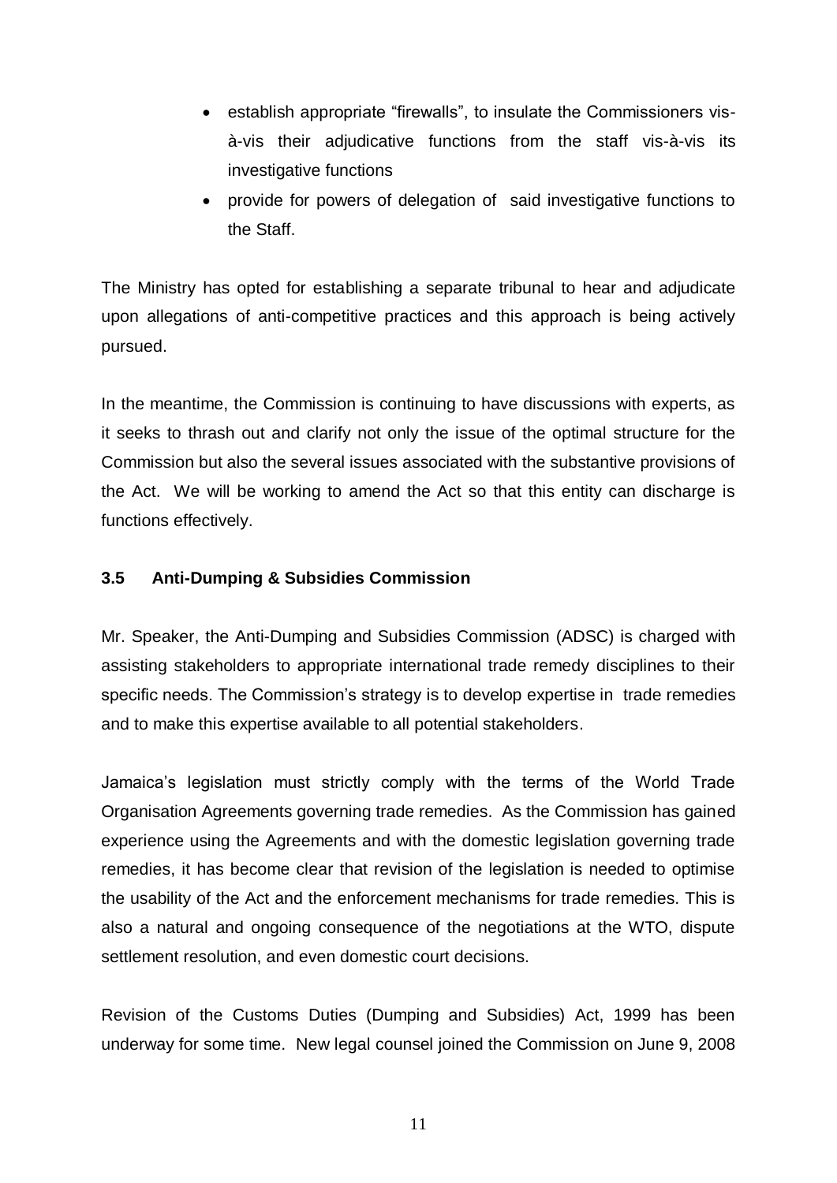- establish appropriate "firewalls", to insulate the Commissioners vis-à-vis their adjudicative functions from the staff vis-à-vis its investigative functions
- provide for powers of delegation of said investigative functions to the Staff.

The Ministry has opted for establishing a separate tribunal to hear and adjudicate upon allegations of anti-competitive practices and this approach is being actively pursued.

In the meantime, the Commission is continuing to have discussions with experts, as it seeks to thrash out and clarify not only the issue of the optimal structure for the Commission but also the several issues associated with the substantive provisions of the Act. We will be working to amend the Act so that this entity can discharge is functions effectively.

### 3.5 Anti-Dumping & Subsidies Commission

Mr. Speaker, the Anti-Dumping and Subsidies Commission (ADSC) is charged with assisting stakeholders to appropriate international trade remedy disciplines to their specific needs. The Commission's strategy is to develop expertise in trade remedies and to make this expertise available to all potential stakeholders.

Jamaica's legislation must strictly comply with the terms of the World Trade Organisation Agreements governing trade remedies. As the Commission has gained experience using the Agreements and with the domestic legislation governing trade remedies, it has become clear that revision of the legislation is needed to optimise the usability of the Act and the enforcement mechanisms for trade remedies. This is also a natural and ongoing consequence of the negotiations at the WTO, dispute settlement resolution, and even domestic court decisions.

Revision of the Customs Duties (Dumping and Subsidies) Act, 1999 has been underway for some time. New legal counsel joined the Commission on June 9, 2008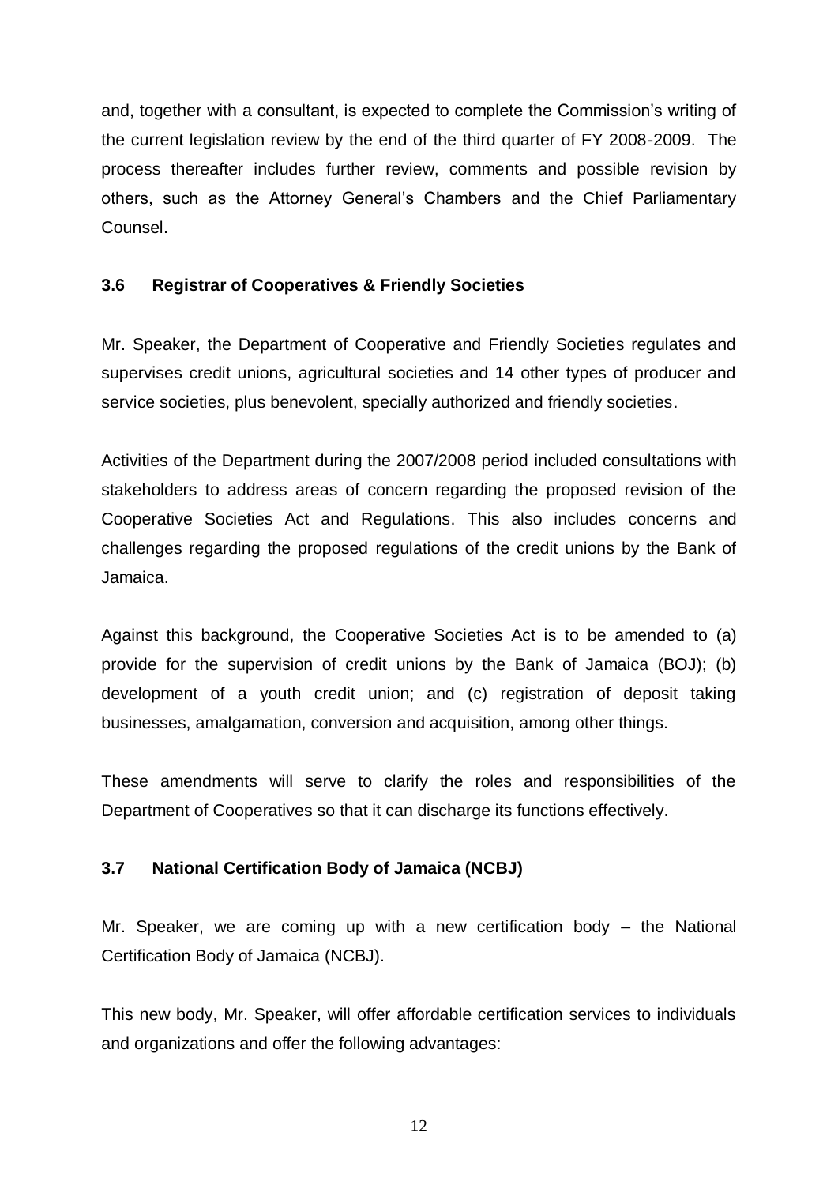and, together with a consultant, is expected to complete the Commission's writing of the current legislation review by the end of the third quarter of FY 2008-2009. The process thereafter includes further review, comments and possible revision by others, such as the Attorney General's Chambers and the Chief Parliamentary Counsel.

### 3.6 Registrar of Cooperatives & Friendly Societies

Mr. Speaker, the Department of Cooperative and Friendly Societies regulates and supervises credit unions, agricultural societies and 14 other types of producer and service societies, plus benevolent, specially authorized and friendly societies.

Activities of the Department during the 2007/2008 period included consultations with stakeholders to address areas of concern regarding the proposed revision of the Cooperative Societies Act and Regulations. This also includes concerns and challenges regarding the proposed regulations of the credit unions by the Bank of Jamaica.

Against this background, the Cooperative Societies Act is to be amended to (a) provide for the supervision of credit unions by the Bank of Jamaica (BOJ); (b) development of a youth credit union; and (c) registration of deposit taking businesses, amalgamation, conversion and acquisition, among other things.

These amendments will serve to clarify the roles and responsibilities of the Department of Cooperatives so that it can discharge its functions effectively.

### 3.7 National Certification Body of Jamaica (NCBJ)

Mr. Speaker, we are coming up with a new certification body – the National Certification Body of Jamaica (NCBJ).

This new body, Mr. Speaker, will offer affordable certification services to individuals and organizations and offer the following advantages: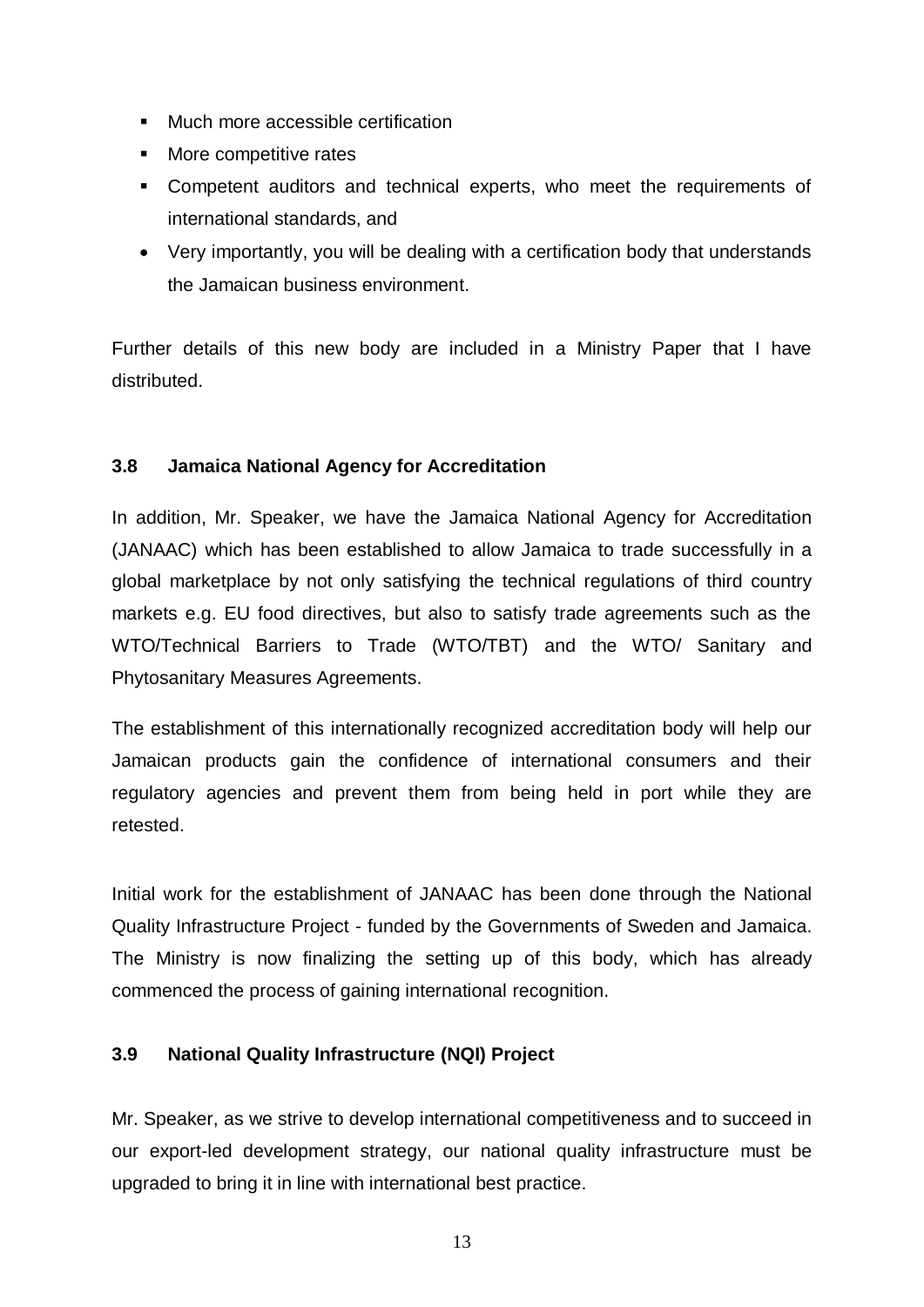- Much more accessible certification
- More competitive rates
- Competent auditors and technical experts, who meet the requirements of international standards, and
- Very importantly, you will be dealing with a certification body that understands the Jamaican business environment.

Further details of this new body are included in a Ministry Paper that I have distributed.

### 3.8 Jamaica National Agency for Accreditation

In addition, Mr. Speaker, we have the Jamaica National Agency for Accreditation (JANAAC) which has been established to allow Jamaica to trade successfully in a global marketplace by not only satisfying the technical regulations of third country markets e.g. EU food directives, but also to satisfy trade agreements such as the WTO/Technical Barriers to Trade (WTO/TBT) and the WTO/ Sanitary and Phytosanitary Measures Agreements.

The establishment of this internationally recognized accreditation body will help our Jamaican products gain the confidence of international consumers and their regulatory agencies and prevent them from being held in port while they are retested.

Initial work for the establishment of JANAAC has been done through the National Quality Infrastructure Project - funded by the Governments of Sweden and Jamaica. The Ministry is now finalizing the setting up of this body, which has already commenced the process of gaining international recognition.

### 3.9 National Quality Infrastructure (NQI) Project

Mr. Speaker, as we strive to develop international competitiveness and to succeed in our export-led development strategy, our national quality infrastructure must be upgraded to bring it in line with international best practice.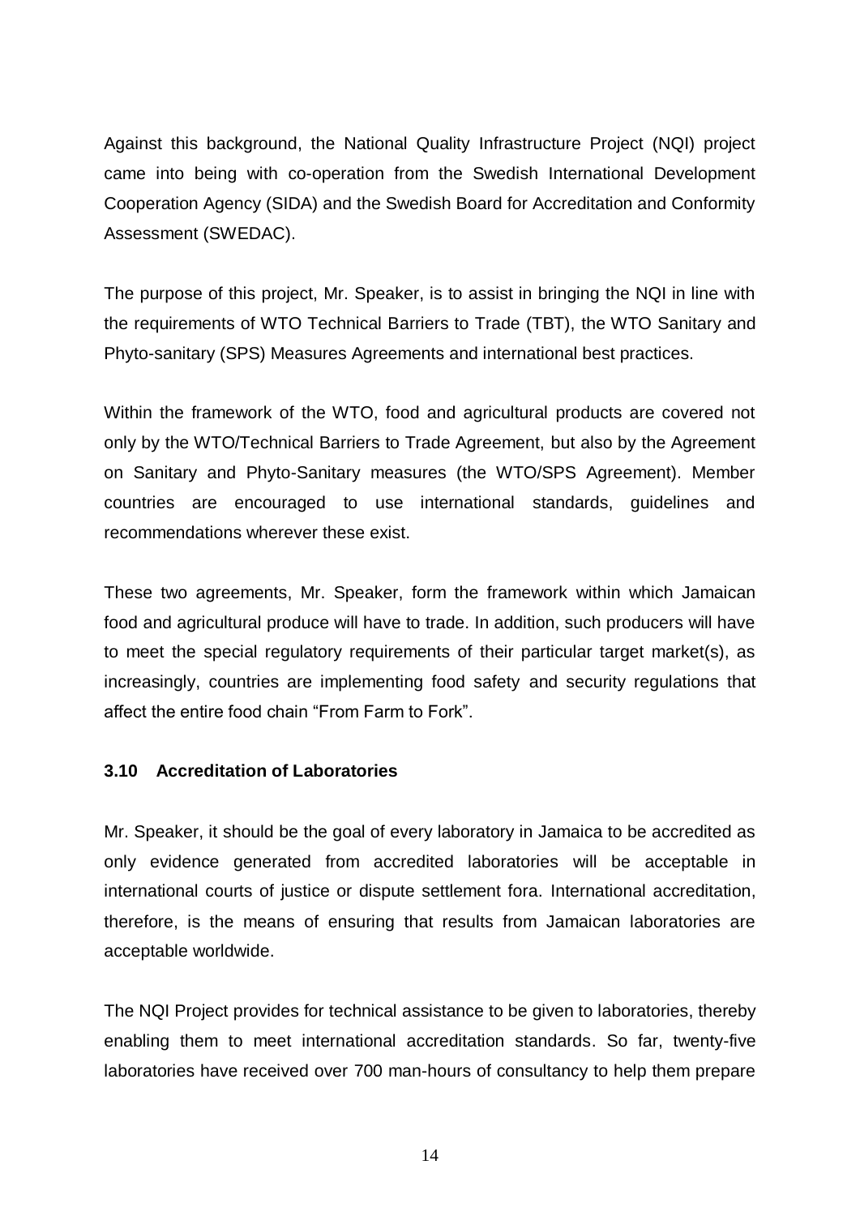Against this background, the National Quality Infrastructure Project (NQI) project came into being with co-operation from the Swedish International Development Cooperation Agency (SIDA) and the Swedish Board for Accreditation and Conformity Assessment (SWEDAC).

The purpose of this project, Mr. Speaker, is to assist in bringing the NQI in line with the requirements of WTO Technical Barriers to Trade (TBT), the WTO Sanitary and Phyto-sanitary (SPS) Measures Agreements and international best practices.

Within the framework of the WTO, food and agricultural products are covered not only by the WTO/Technical Barriers to Trade Agreement, but also by the Agreement on Sanitary and Phyto-Sanitary measures (the WTO/SPS Agreement). Member countries are encouraged to use international standards, guidelines and recommendations wherever these exist.

These two agreements, Mr. Speaker, form the framework within which Jamaican food and agricultural produce will have to trade. In addition, such producers will have to meet the special regulatory requirements of their particular target market(s), as increasingly, countries are implementing food safety and security regulations that affect the entire food chain "From Farm to Fork".

### 3.10 Accreditation of Laboratories

Mr. Speaker, it should be the goal of every laboratory in Jamaica to be accredited as only evidence generated from accredited laboratories will be acceptable in international courts of justice or dispute settlement fora. International accreditation, therefore, is the means of ensuring that results from Jamaican laboratories are acceptable worldwide.

The NQI Project provides for technical assistance to be given to laboratories, thereby enabling them to meet international accreditation standards. So far, twenty-five laboratories have received over 700 man-hours of consultancy to help them prepare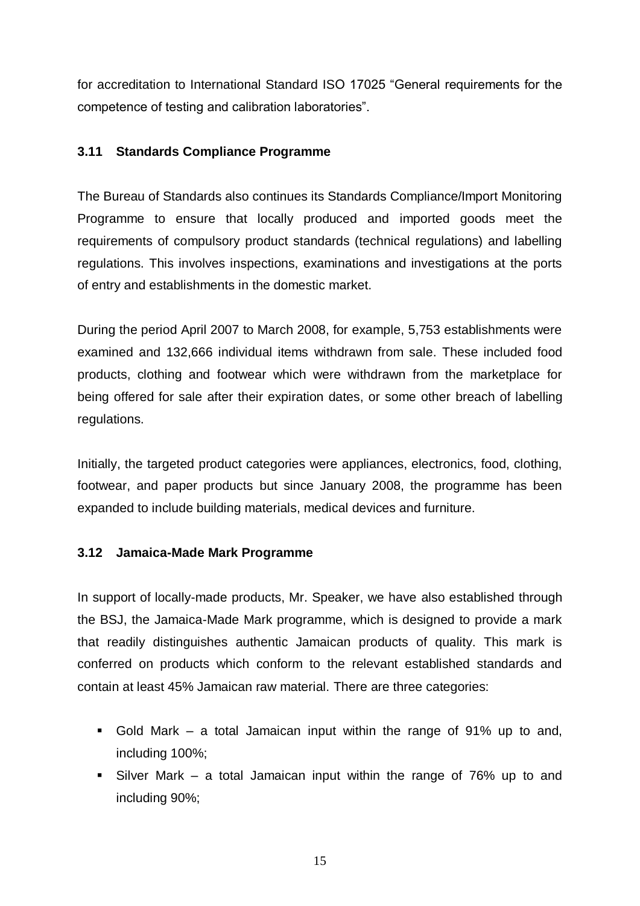for accreditation to International Standard ISO 17025 “General requirements for the competence of testing and calibration laboratories”.

### 3.11 Standards Compliance Programme

The Bureau of Standards also continues its Standards Compliance/Import Monitoring Programme to ensure that locally produced and imported goods meet the requirements of compulsory product standards (technical regulations) and labelling regulations. This involves inspections, examinations and investigations at the ports of entry and establishments in the domestic market.

During the period April 2007 to March 2008, for example, 5,753 establishments were examined and 132,666 individual items withdrawn from sale. These included food products, clothing and footwear which were withdrawn from the marketplace for being offered for sale after their expiration dates, or some other breach of labelling regulations.

Initially, the targeted product categories were appliances, electronics, food, clothing, footwear, and paper products but since January 2008, the programme has been expanded to include building materials, medical devices and furniture.

### 3.12 Jamaica-Made Mark Programme

In support of locally-made products, Mr. Speaker, we have also established through the BSJ, the Jamaica-Made Mark programme, which is designed to provide a mark that readily distinguishes authentic Jamaican products of quality. This mark is conferred on products which conform to the relevant established standards and contain at least 45% Jamaican raw material. There are three categories:

- Gold Mark – a total Jamaican input within the range of 91% up to and, including 100%;
- Silver Mark – a total Jamaican input within the range of 76% up to and including 90%;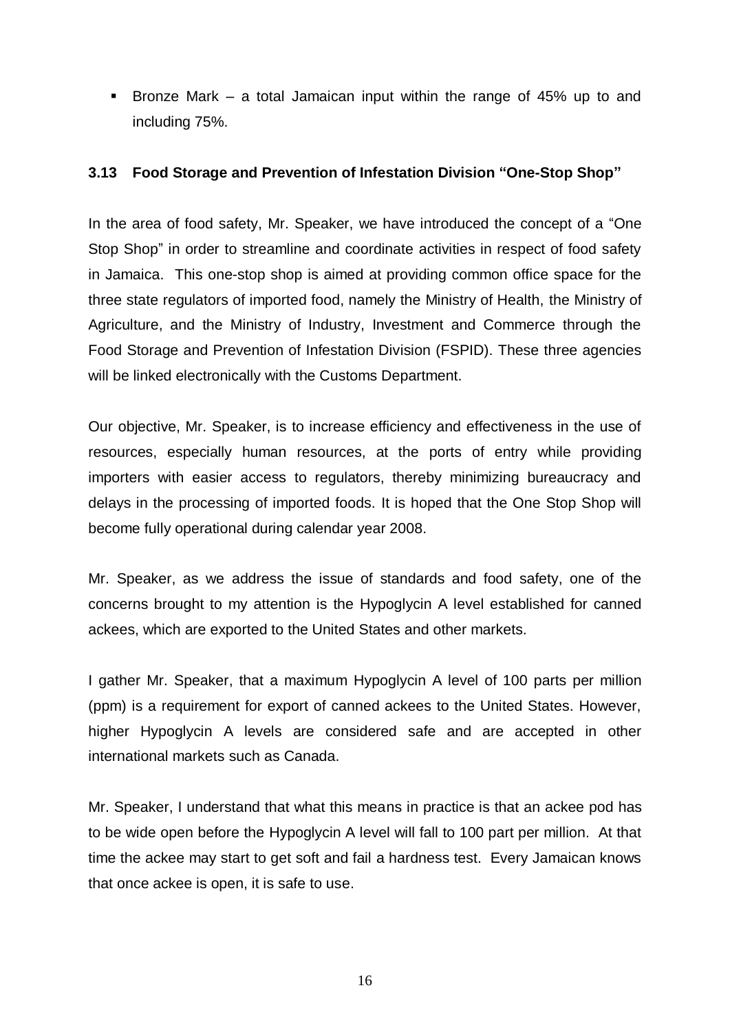- Bronze Mark – a total Jamaican input within the range of 45% up to and including 75%.

### 3.13 Food Storage and Prevention of Infestation Division "One-Stop Shop"

In the area of food safety, Mr. Speaker, we have introduced the concept of a "One Stop Shop" in order to streamline and coordinate activities in respect of food safety in Jamaica. This one-stop shop is aimed at providing common office space for the three state regulators of imported food, namely the Ministry of Health, the Ministry of Agriculture, and the Ministry of Industry, Investment and Commerce through the Food Storage and Prevention of Infestation Division (FSPID). These three agencies will be linked electronically with the Customs Department.

Our objective, Mr. Speaker, is to increase efficiency and effectiveness in the use of resources, especially human resources, at the ports of entry while providing importers with easier access to regulators, thereby minimizing bureaucracy and delays in the processing of imported foods. It is hoped that the One Stop Shop will become fully operational during calendar year 2008.

Mr. Speaker, as we address the issue of standards and food safety, one of the concerns brought to my attention is the Hypoglycin A level established for canned ackees, which are exported to the United States and other markets.

I gather Mr. Speaker, that a maximum Hypoglycin A level of 100 parts per million (ppm) is a requirement for export of canned ackees to the United States. However, higher Hypoglycin A levels are considered safe and are accepted in other international markets such as Canada.

Mr. Speaker, I understand that what this means in practice is that an ackee pod has to be wide open before the Hypoglycin A level will fall to 100 part per million. At that time the ackee may start to get soft and fail a hardness test. Every Jamaican knows that once ackee is open, it is safe to use.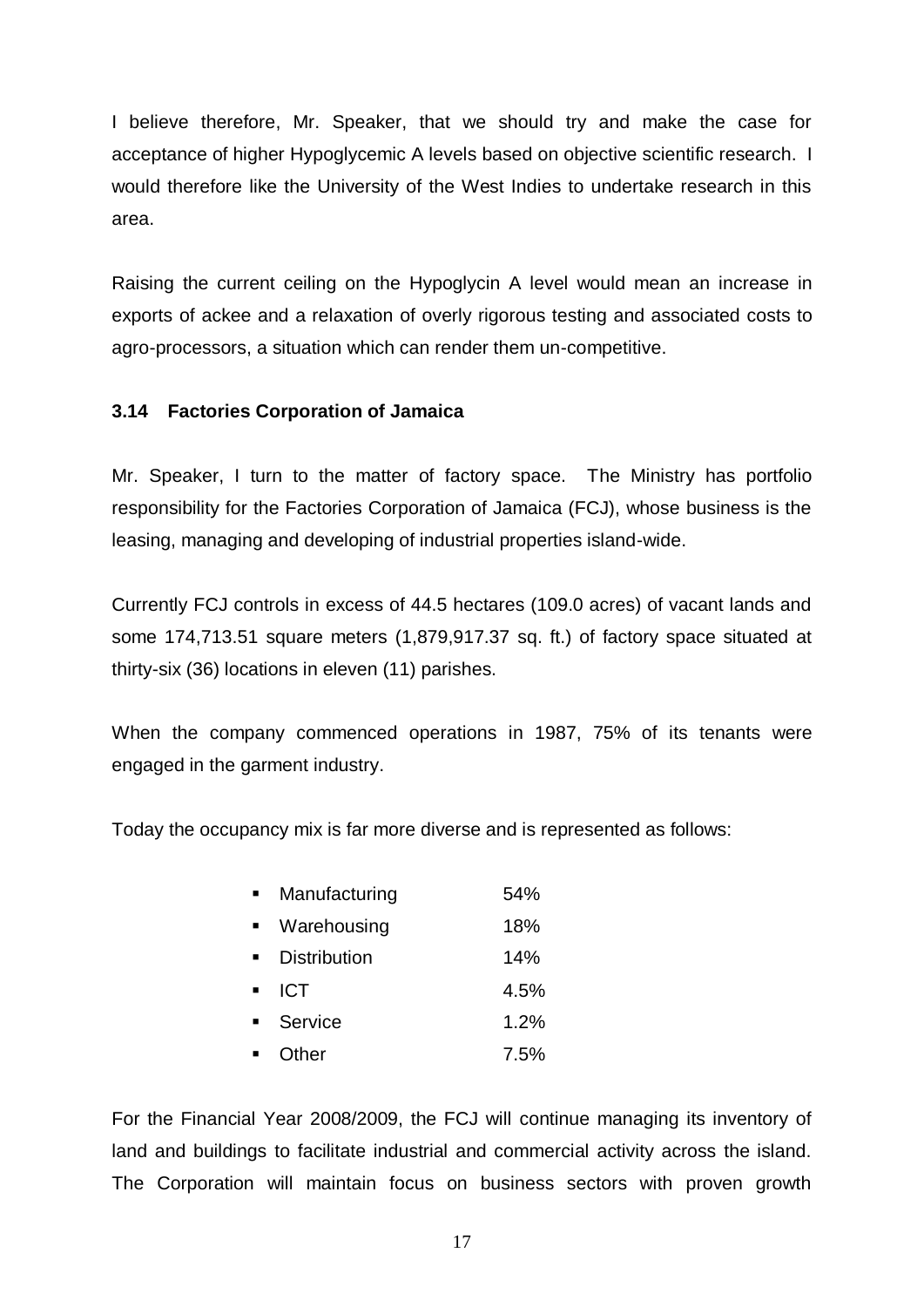I believe therefore, Mr. Speaker, that we should try and make the case for acceptance of higher Hypoglycemic A levels based on objective scientific research. I would therefore like the University of the West Indies to undertake research in this area.

Raising the current ceiling on the Hypoglycin A level would mean an increase in exports of ackee and a relaxation of overly rigorous testing and associated costs to agro-processors, a situation which can render them un-competitive.

### 3.14 Factories Corporation of Jamaica

Mr. Speaker, I turn to the matter of factory space. The Ministry has portfolio responsibility for the Factories Corporation of Jamaica (FCJ), whose business is the leasing, managing and developing of industrial properties island-wide.

Currently FCJ controls in excess of 44.5 hectares (109.0 acres) of vacant lands and some 174,713.51 square meters (1,879,917.37 sq. ft.) of factory space situated at thirty-six (36) locations in eleven (11) parishes.

When the company commenced operations in 1987, 75% of its tenants were engaged in the garment industry.

Today the occupancy mix is far more diverse and is represented as follows:

- Manufacturing 54%
- Warehousing 18%
- Distribution 14%
- ICT 4.5%
- Service 1.2%
- Other 7.5%

For the Financial Year 2008/2009, the FCJ will continue managing its inventory of land and buildings to facilitate industrial and commercial activity across the island. The Corporation will maintain focus on business sectors with proven growth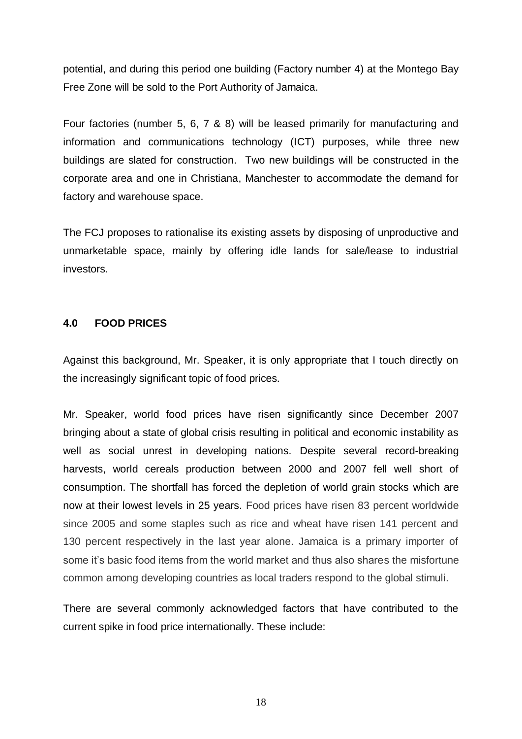potential, and during this period one building (Factory number 4) at the Montego Bay Free Zone will be sold to the Port Authority of Jamaica.

Four factories (number 5, 6, 7 & 8) will be leased primarily for manufacturing and information and communications technology (ICT) purposes, while three new buildings are slated for construction. Two new buildings will be constructed in the corporate area and one in Christiana, Manchester to accommodate the demand for factory and warehouse space.

The FCJ proposes to rationalise its existing assets by disposing of unproductive and unmarketable space, mainly by offering idle lands for sale/lease to industrial investors.

## 4.0 FOOD PRICES

Against this background, Mr. Speaker, it is only appropriate that I touch directly on the increasingly significant topic of food prices.

Mr. Speaker, world food prices have risen significantly since December 2007 bringing about a state of global crisis resulting in political and economic instability as well as social unrest in developing nations. Despite several record-breaking harvests, world cereals production between 2000 and 2007 fell well short of consumption. The shortfall has forced the depletion of world grain stocks which are now at their lowest levels in 25 years. Food prices have risen 83 percent worldwide since 2005 and some staples such as rice and wheat have risen 141 percent and 130 percent respectively in the last year alone. Jamaica is a primary importer of some it's basic food items from the world market and thus also shares the misfortune common among developing countries as local traders respond to the global stimuli.

There are several commonly acknowledged factors that have contributed to the current spike in food price internationally. These include: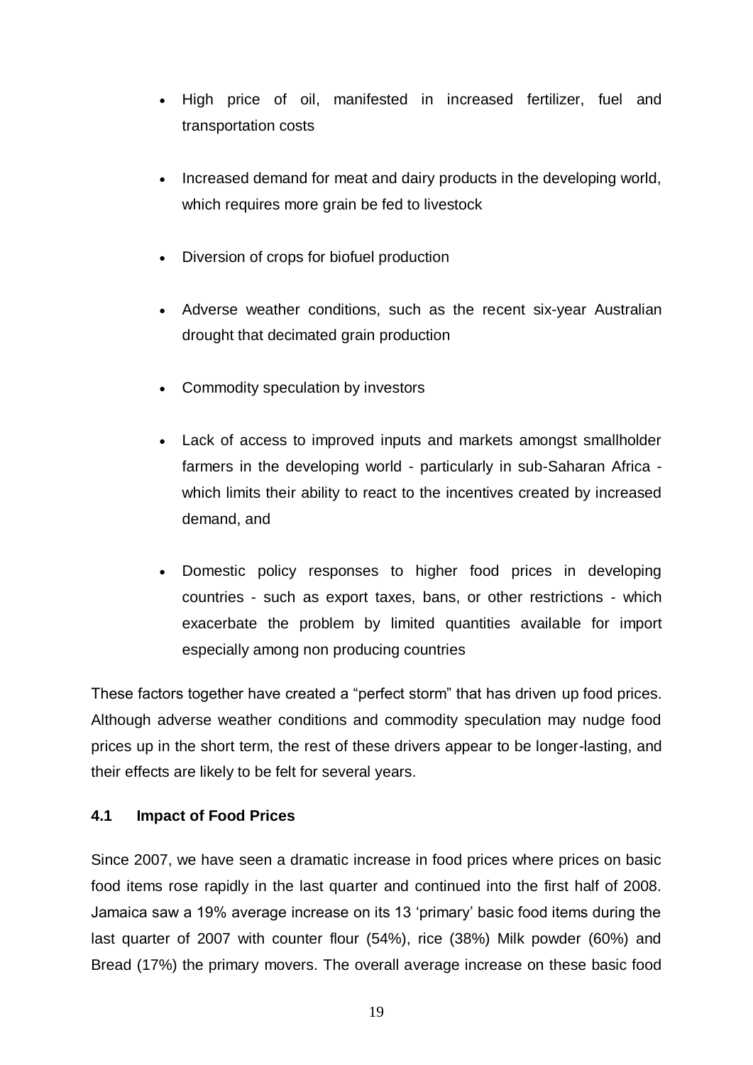- High price of oil, manifested in increased fertilizer, fuel and transportation costs
- Increased demand for meat and dairy products in the developing world, which requires more grain be fed to livestock
- Diversion of crops for biofuel production
- Adverse weather conditions, such as the recent six-year Australian drought that decimated grain production
- Commodity speculation by investors
- Lack of access to improved inputs and markets amongst smallholder farmers in the developing world - particularly in sub-Saharan Africa - which limits their ability to react to the incentives created by increased demand, and
- Domestic policy responses to higher food prices in developing countries - such as export taxes, bans, or other restrictions - which exacerbate the problem by limited quantities available for import especially among non producing countries

These factors together have created a "perfect storm" that has driven up food prices. Although adverse weather conditions and commodity speculation may nudge food prices up in the short term, the rest of these drivers appear to be longer-lasting, and their effects are likely to be felt for several years.

### 4.1 Impact of Food Prices

Since 2007, we have seen a dramatic increase in food prices where prices on basic food items rose rapidly in the last quarter and continued into the first half of 2008. Jamaica saw a 19% average increase on its 13 'primary' basic food items during the last quarter of 2007 with counter flour (54%), rice (38%) Milk powder (60%) and Bread (17%) the primary movers. The overall average increase on these basic food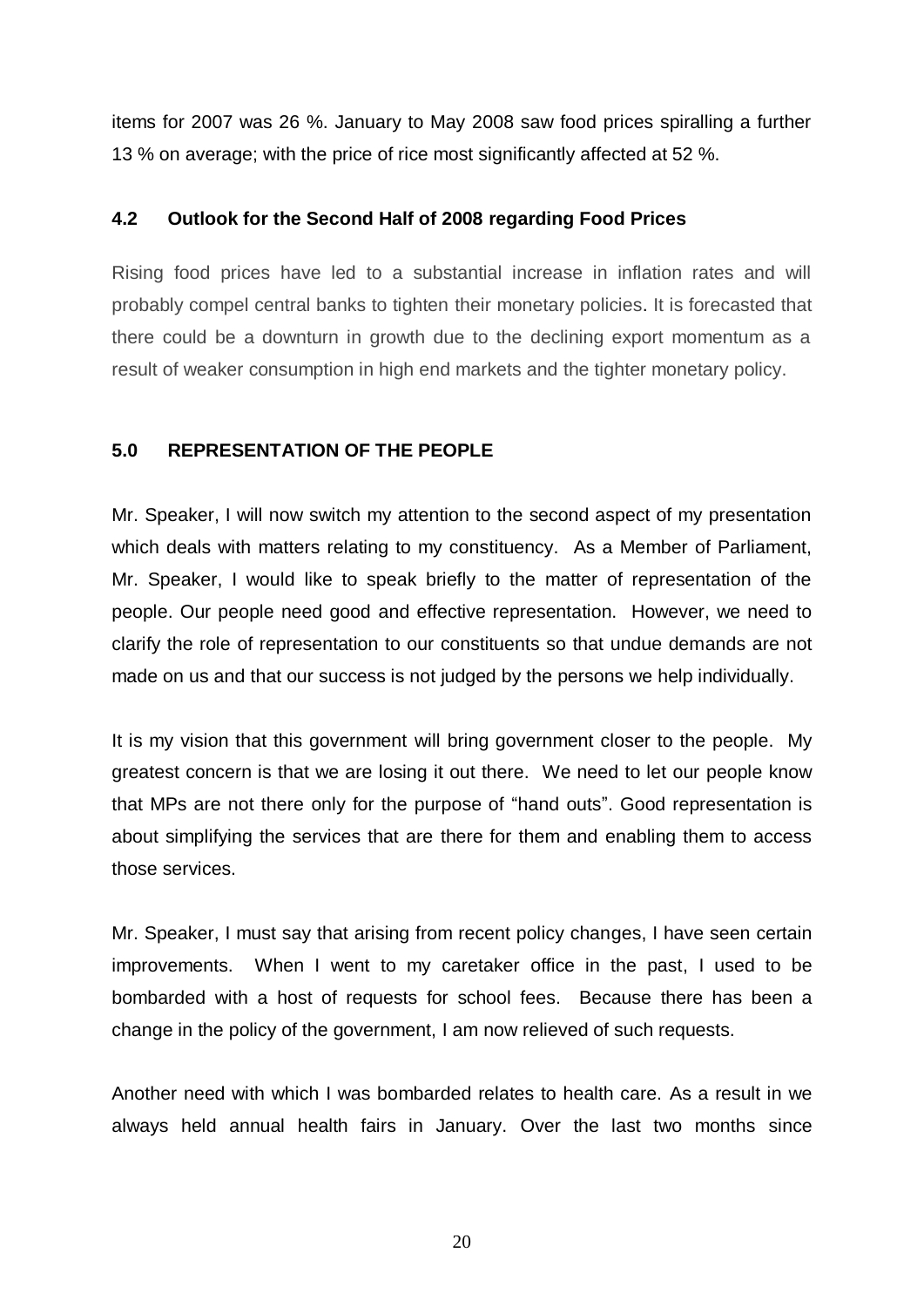items for 2007 was 26 %. January to May 2008 saw food prices spiralling a further 13 % on average; with the price of rice most significantly affected at 52 %.

### 4.2 Outlook for the Second Half of 2008 regarding Food Prices

Rising food prices have led to a substantial increase in inflation rates and will probably compel central banks to tighten their monetary policies. It is forecasted that there could be a downturn in growth due to the declining export momentum as a result of weaker consumption in high end markets and the tighter monetary policy.

## 5.0 REPRESENTATION OF THE PEOPLE

Mr. Speaker, I will now switch my attention to the second aspect of my presentation which deals with matters relating to my constituency. As a Member of Parliament, Mr. Speaker, I would like to speak briefly to the matter of representation of the people. Our people need good and effective representation. However, we need to clarify the role of representation to our constituents so that undue demands are not made on us and that our success is not judged by the persons we help individually.

It is my vision that this government will bring government closer to the people. My greatest concern is that we are losing it out there. We need to let our people know that MPs are not there only for the purpose of "hand outs". Good representation is about simplifying the services that are there for them and enabling them to access those services.

Mr. Speaker, I must say that arising from recent policy changes, I have seen certain improvements. When I went to my caretaker office in the past, I used to be bombarded with a host of requests for school fees. Because there has been a change in the policy of the government, I am now relieved of such requests.

Another need with which I was bombarded relates to health care. As a result in we always held annual health fairs in January. Over the last two months since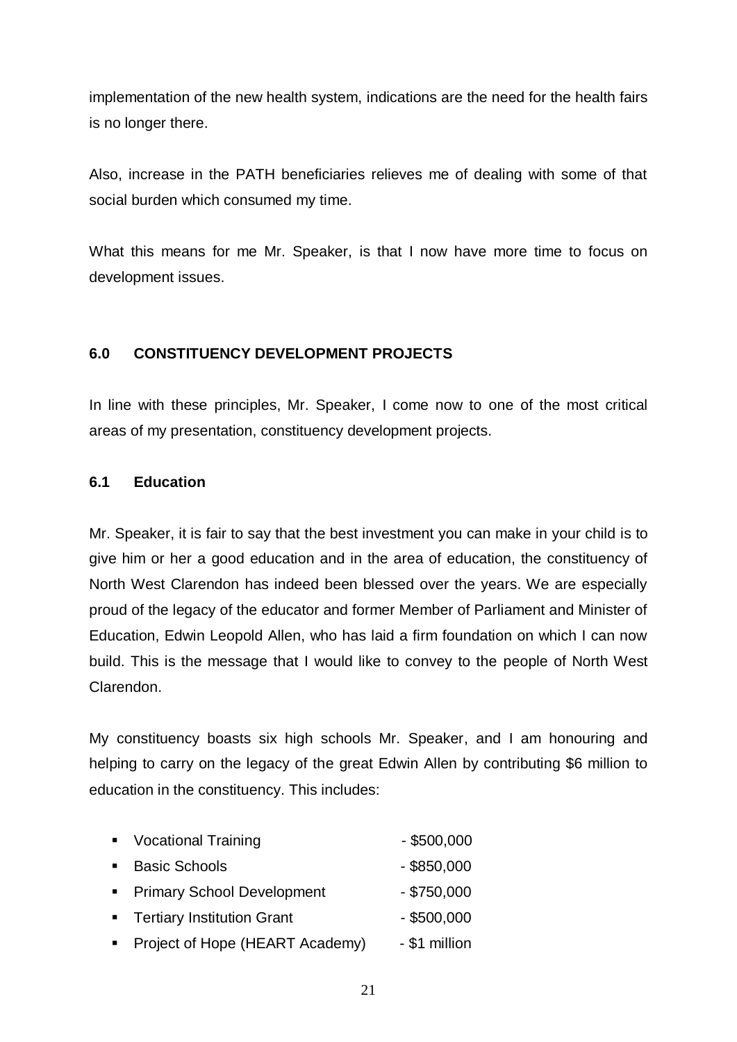implementation of the new health system, indications are the need for the health fairs is no longer there.

Also, increase in the PATH beneficiaries relieves me of dealing with some of that social burden which consumed my time.

What this means for me Mr. Speaker, is that I now have more time to focus on development issues.

## 6.0 CONSTITUENCY DEVELOPMENT PROJECTS

In line with these principles, Mr. Speaker, I come now to one of the most critical areas of my presentation, constituency development projects.

### 6.1 Education

Mr. Speaker, it is fair to say that the best investment you can make in your child is to give him or her a good education and in the area of education, the constituency of North West Clarendon has indeed been blessed over the years. We are especially proud of the legacy of the educator and former Member of Parliament and Minister of Education, Edwin Leopold Allen, who has laid a firm foundation on which I can now build. This is the message that I would like to convey to the people of North West Clarendon.

My constituency boasts six high schools Mr. Speaker, and I am honouring and helping to carry on the legacy of the great Edwin Allen by contributing $6 million to education in the constituency. This includes:

- Vocational Training - $500,000
- Basic Schools - $850,000
- Primary School Development - $750,000
- Tertiary Institution Grant - $500,000
- Project of Hope (HEART Academy) - $1 million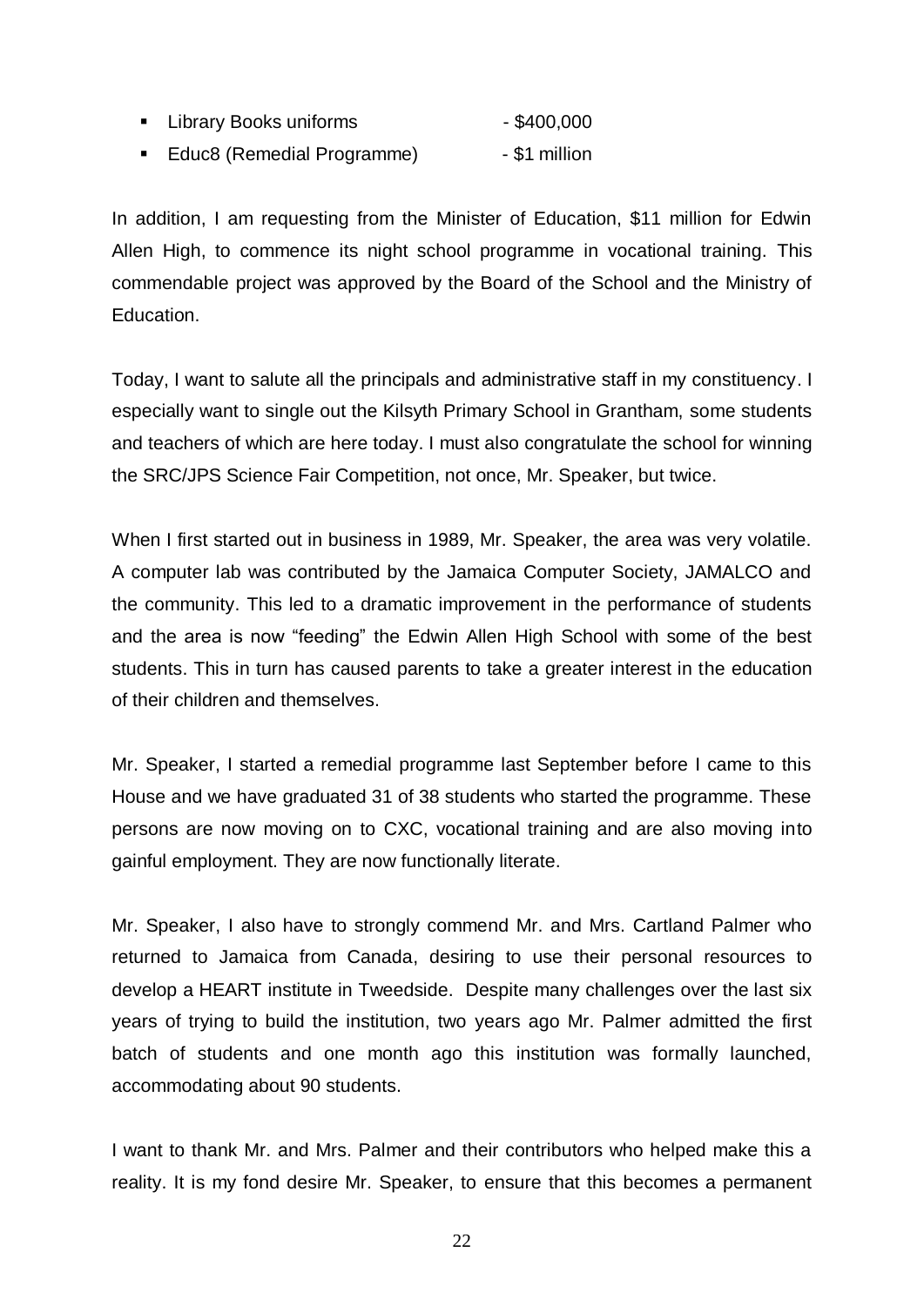- Library Books uniforms - $400,000
- Educ8 (Remedial Programme) - $1 million

In addition, I am requesting from the Minister of Education, $11 million for Edwin Allen High, to commence its night school programme in vocational training. This commendable project was approved by the Board of the School and the Ministry of Education.

Today, I want to salute all the principals and administrative staff in my constituency. I especially want to single out the Kilsyth Primary School in Grantham, some students and teachers of which are here today. I must also congratulate the school for winning the SRC/JPS Science Fair Competition, not once, Mr. Speaker, but twice.

When I first started out in business in 1989, Mr. Speaker, the area was very volatile. A computer lab was contributed by the Jamaica Computer Society, JAMALCO and the community. This led to a dramatic improvement in the performance of students and the area is now "feeding" the Edwin Allen High School with some of the best students. This in turn has caused parents to take a greater interest in the education of their children and themselves.

Mr. Speaker, I started a remedial programme last September before I came to this House and we have graduated 31 of 38 students who started the programme. These persons are now moving on to CXC, vocational training and are also moving into gainful employment. They are now functionally literate.

Mr. Speaker, I also have to strongly commend Mr. and Mrs. Cartland Palmer who returned to Jamaica from Canada, desiring to use their personal resources to develop a HEART institute in Tweedside. Despite many challenges over the last six years of trying to build the institution, two years ago Mr. Palmer admitted the first batch of students and one month ago this institution was formally launched, accommodating about 90 students.

I want to thank Mr. and Mrs. Palmer and their contributors who helped make this a reality. It is my fond desire Mr. Speaker, to ensure that this becomes a permanent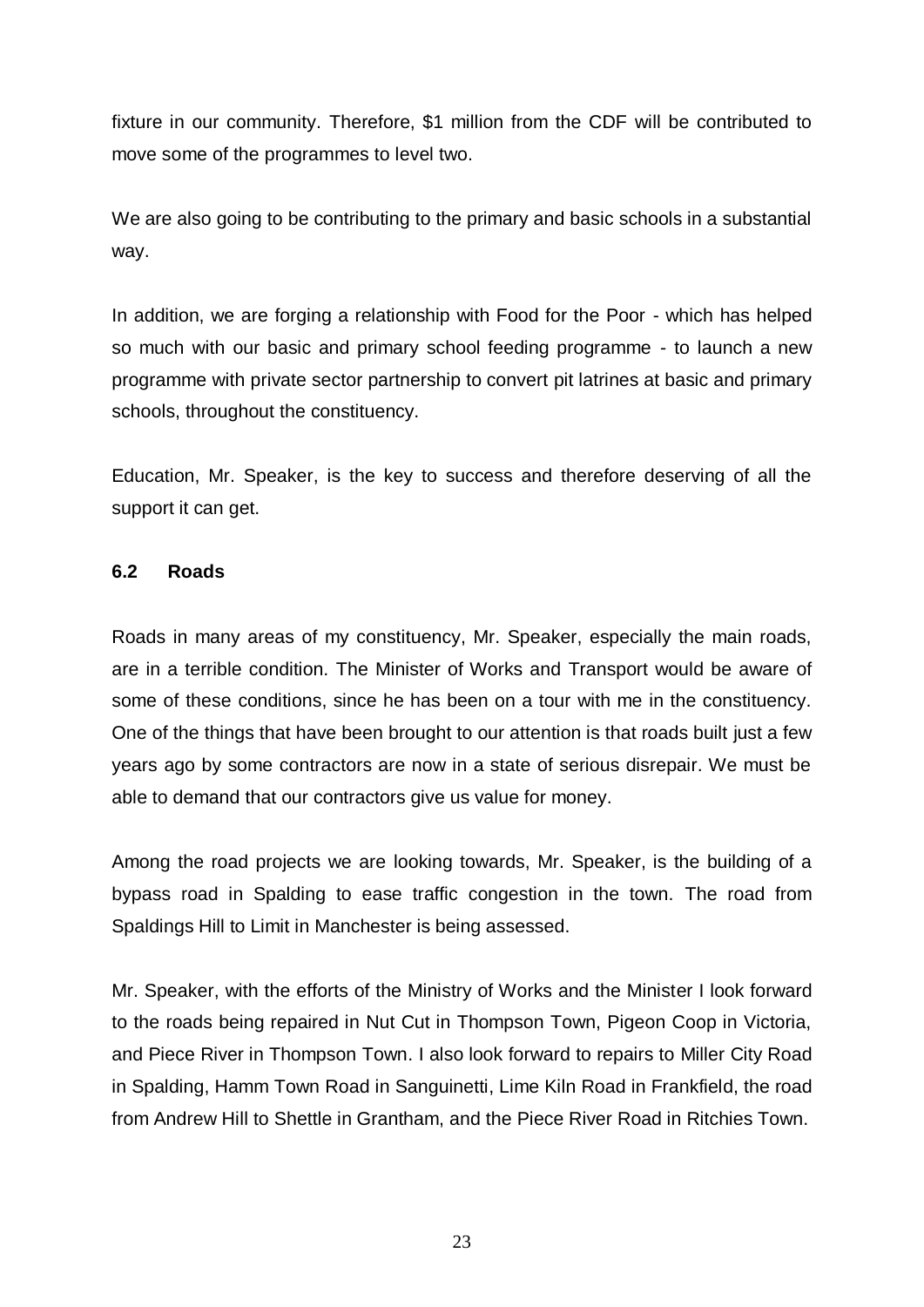fixture in our community. Therefore, $1 million from the CDF will be contributed to move some of the programmes to level two.

We are also going to be contributing to the primary and basic schools in a substantial way.

In addition, we are forging a relationship with Food for the Poor - which has helped so much with our basic and primary school feeding programme - to launch a new programme with private sector partnership to convert pit latrines at basic and primary schools, throughout the constituency.

Education, Mr. Speaker, is the key to success and therefore deserving of all the support it can get.

### 6.2 Roads

Roads in many areas of my constituency, Mr. Speaker, especially the main roads, are in a terrible condition. The Minister of Works and Transport would be aware of some of these conditions, since he has been on a tour with me in the constituency. One of the things that have been brought to our attention is that roads built just a few years ago by some contractors are now in a state of serious disrepair. We must be able to demand that our contractors give us value for money.

Among the road projects we are looking towards, Mr. Speaker, is the building of a bypass road in Spalding to ease traffic congestion in the town. The road from Spaldings Hill to Limit in Manchester is being assessed.

Mr. Speaker, with the efforts of the Ministry of Works and the Minister I look forward to the roads being repaired in Nut Cut in Thompson Town, Pigeon Coop in Victoria, and Piece River in Thompson Town. I also look forward to repairs to Miller City Road in Spalding, Hamm Town Road in Sanguinetti, Lime Kiln Road in Frankfield, the road from Andrew Hill to Shettle in Grantham, and the Piece River Road in Ritchies Town.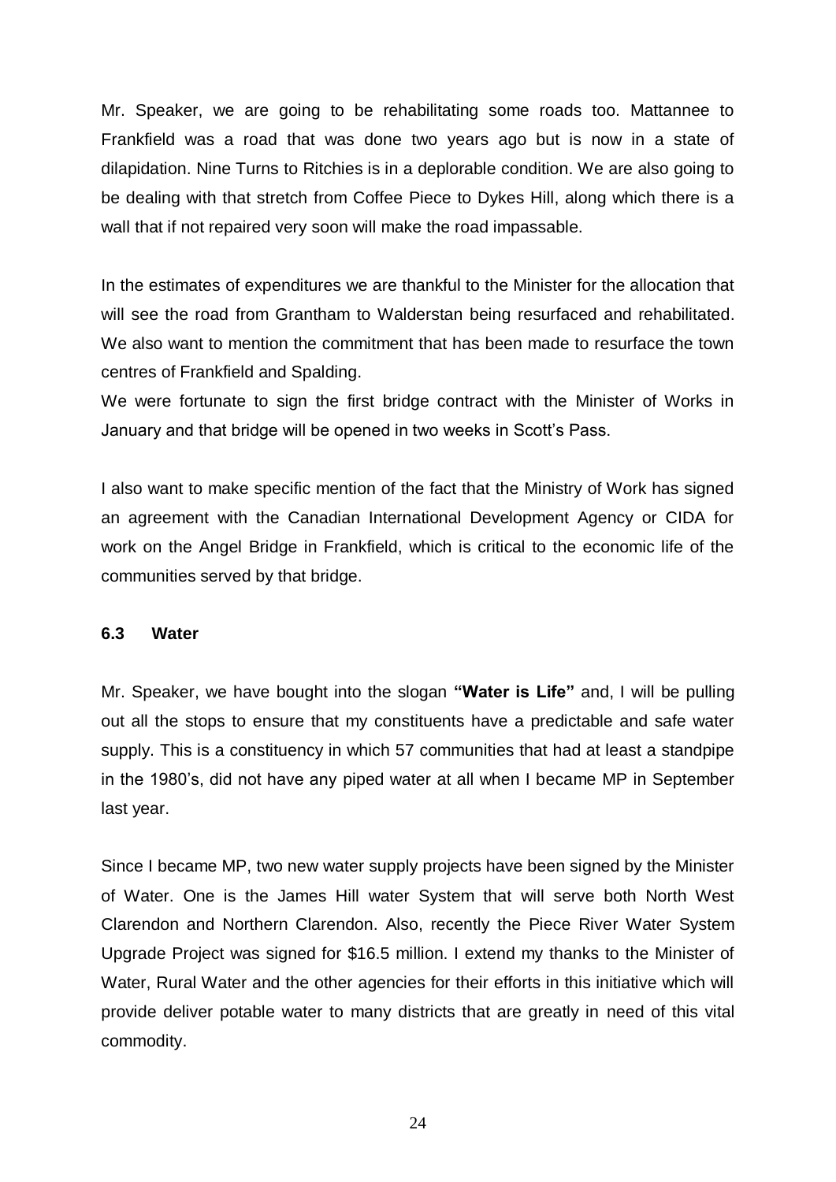Mr. Speaker, we are going to be rehabilitating some roads too. Mattannee to Frankfield was a road that was done two years ago but is now in a state of dilapidation. Nine Turns to Ritchies is in a deplorable condition. We are also going to be dealing with that stretch from Coffee Piece to Dykes Hill, along which there is a wall that if not repaired very soon will make the road impassable.

In the estimates of expenditures we are thankful to the Minister for the allocation that will see the road from Grantham to Walderstan being resurfaced and rehabilitated. We also want to mention the commitment that has been made to resurface the town centres of Frankfield and Spalding.

We were fortunate to sign the first bridge contract with the Minister of Works in January and that bridge will be opened in two weeks in Scott's Pass.

I also want to make specific mention of the fact that the Ministry of Work has signed an agreement with the Canadian International Development Agency or CIDA for work on the Angel Bridge in Frankfield, which is critical to the economic life of the communities served by that bridge.

### 6.3 Water

Mr. Speaker, we have bought into the slogan **"Water is Life"** and, I will be pulling out all the stops to ensure that my constituents have a predictable and safe water supply. This is a constituency in which 57 communities that had at least a standpipe in the 1980's, did not have any piped water at all when I became MP in September last year.

Since I became MP, two new water supply projects have been signed by the Minister of Water. One is the James Hill water System that will serve both North West Clarendon and Northern Clarendon. Also, recently the Piece River Water System Upgrade Project was signed for $16.5 million. I extend my thanks to the Minister of Water, Rural Water and the other agencies for their efforts in this initiative which will provide deliver potable water to many districts that are greatly in need of this vital commodity.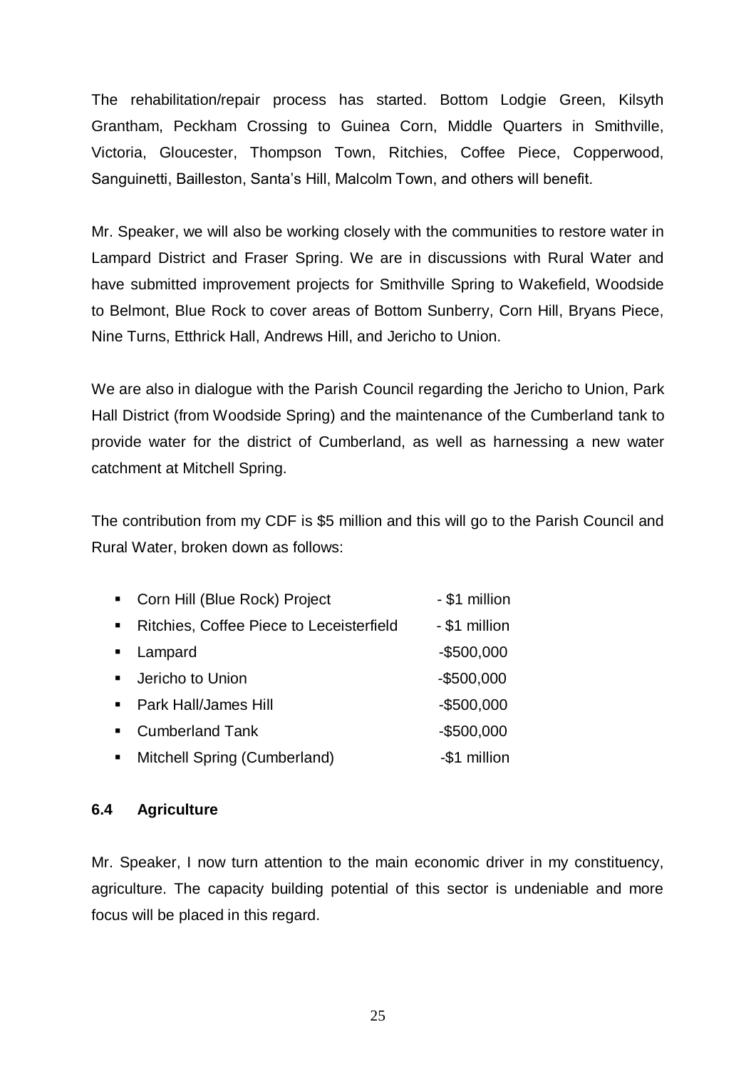The rehabilitation/repair process has started. Bottom Lodgie Green, Kilsyth Grantham, Peckham Crossing to Guinea Corn, Middle Quarters in Smithville, Victoria, Gloucester, Thompson Town, Ritchies, Coffee Piece, Copperwood, Sanguinetti, Bailleston, Santa's Hill, Malcolm Town, and others will benefit.

Mr. Speaker, we will also be working closely with the communities to restore water in Lampard District and Fraser Spring. We are in discussions with Rural Water and have submitted improvement projects for Smithville Spring to Wakefield, Woodside to Belmont, Blue Rock to cover areas of Bottom Sunberry, Corn Hill, Bryans Piece, Nine Turns, Etthrick Hall, Andrews Hill, and Jericho to Union.

We are also in dialogue with the Parish Council regarding the Jericho to Union, Park Hall District (from Woodside Spring) and the maintenance of the Cumberland tank to provide water for the district of Cumberland, as well as harnessing a new water catchment at Mitchell Spring.

The contribution from my CDF is $5 million and this will go to the Parish Council and Rural Water, broken down as follows:

- Corn Hill (Blue Rock) Project - $1 million
- Ritchies, Coffee Piece to Leceisterfield - $1 million
- Lampard -$500,000
- Jericho to Union -$500,000
- Park Hall/James Hill -$500,000
- Cumberland Tank -$500,000
- Mitchell Spring (Cumberland) -$1 million

### 6.4 Agriculture

Mr. Speaker, I now turn attention to the main economic driver in my constituency, agriculture. The capacity building potential of this sector is undeniable and more focus will be placed in this regard.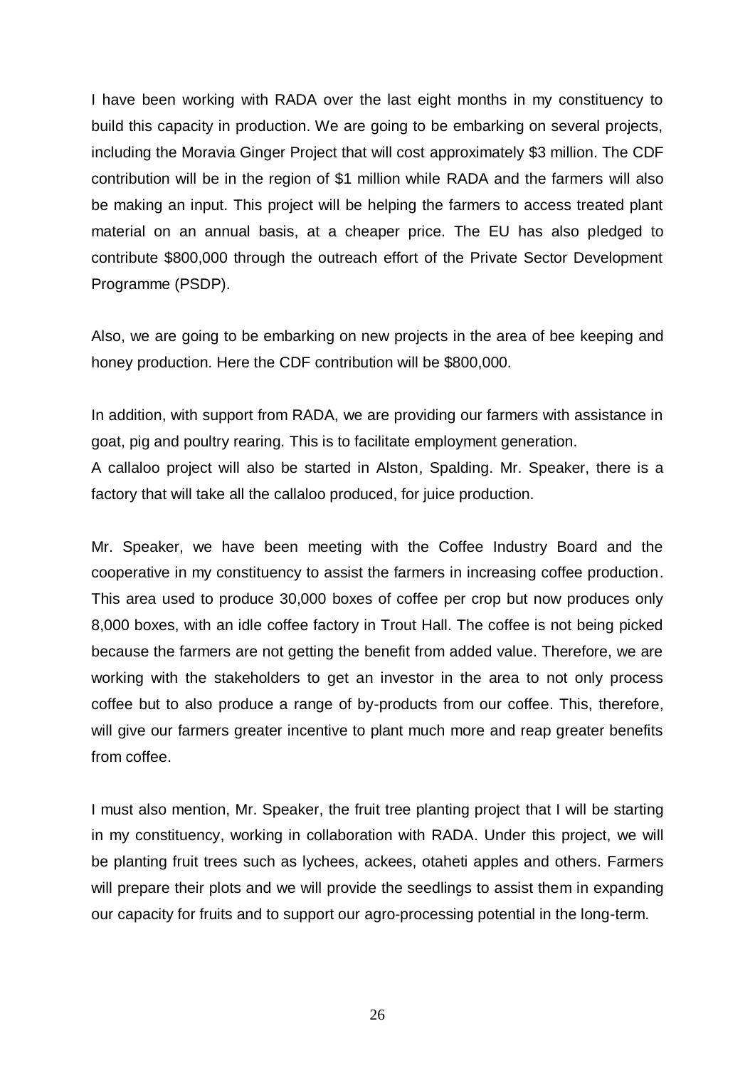I have been working with RADA over the last eight months in my constituency to build this capacity in production. We are going to be embarking on several projects, including the Moravia Ginger Project that will cost approximately $3 million. The CDF contribution will be in the region of $1 million while RADA and the farmers will also be making an input. This project will be helping the farmers to access treated plant material on an annual basis, at a cheaper price. The EU has also pledged to contribute $800,000 through the outreach effort of the Private Sector Development Programme (PSDP).

Also, we are going to be embarking on new projects in the area of bee keeping and honey production. Here the CDF contribution will be $800,000.

In addition, with support from RADA, we are providing our farmers with assistance in goat, pig and poultry rearing. This is to facilitate employment generation.
A callaloo project will also be started in Alston, Spalding. Mr. Speaker, there is a factory that will take all the callaloo produced, for juice production.

Mr. Speaker, we have been meeting with the Coffee Industry Board and the cooperative in my constituency to assist the farmers in increasing coffee production. This area used to produce 30,000 boxes of coffee per crop but now produces only 8,000 boxes, with an idle coffee factory in Trout Hall. The coffee is not being picked because the farmers are not getting the benefit from added value. Therefore, we are working with the stakeholders to get an investor in the area to not only process coffee but to also produce a range of by-products from our coffee. This, therefore, will give our farmers greater incentive to plant much more and reap greater benefits from coffee.

I must also mention, Mr. Speaker, the fruit tree planting project that I will be starting in my constituency, working in collaboration with RADA. Under this project, we will be planting fruit trees such as lychees, ackees, otaheti apples and others. Farmers will prepare their plots and we will provide the seedlings to assist them in expanding our capacity for fruits and to support our agro-processing potential in the long-term.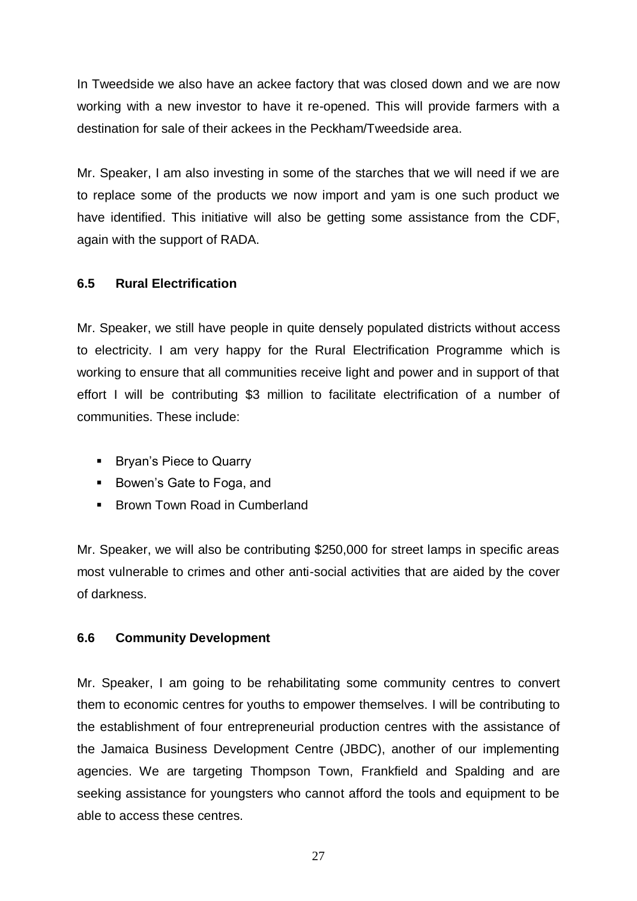In Tweedside we also have an ackee factory that was closed down and we are now working with a new investor to have it re-opened. This will provide farmers with a destination for sale of their ackees in the Peckham/Tweedside area.

Mr. Speaker, I am also investing in some of the starches that we will need if we are to replace some of the products we now import and yam is one such product we have identified. This initiative will also be getting some assistance from the CDF, again with the support of RADA.

### 6.5 Rural Electrification

Mr. Speaker, we still have people in quite densely populated districts without access to electricity. I am very happy for the Rural Electrification Programme which is working to ensure that all communities receive light and power and in support of that effort I will be contributing $3 million to facilitate electrification of a number of communities. These include:

- Bryan's Piece to Quarry
- Bowen's Gate to Foga, and
- Brown Town Road in Cumberland

Mr. Speaker, we will also be contributing $250,000 for street lamps in specific areas most vulnerable to crimes and other anti-social activities that are aided by the cover of darkness.

### 6.6 Community Development

Mr. Speaker, I am going to be rehabilitating some community centres to convert them to economic centres for youths to empower themselves. I will be contributing to the establishment of four entrepreneurial production centres with the assistance of the Jamaica Business Development Centre (JBDC), another of our implementing agencies. We are targeting Thompson Town, Frankfield and Spalding and are seeking assistance for youngsters who cannot afford the tools and equipment to be able to access these centres.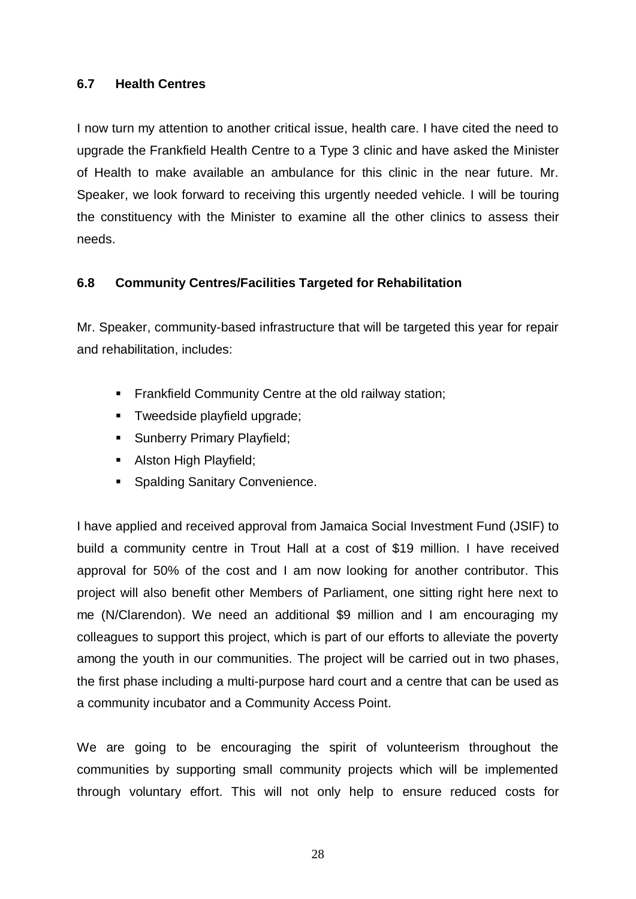### 6.7 Health Centres

I now turn my attention to another critical issue, health care. I have cited the need to upgrade the Frankfield Health Centre to a Type 3 clinic and have asked the Minister of Health to make available an ambulance for this clinic in the near future. Mr. Speaker, we look forward to receiving this urgently needed vehicle. I will be touring the constituency with the Minister to examine all the other clinics to assess their needs.

### 6.8 Community Centres/Facilities Targeted for Rehabilitation

Mr. Speaker, community-based infrastructure that will be targeted this year for repair and rehabilitation, includes:

- Frankfield Community Centre at the old railway station;
- Tweedside playfield upgrade;
- Sunberry Primary Playfield;
- Alston High Playfield;
- Spalding Sanitary Convenience.

I have applied and received approval from Jamaica Social Investment Fund (JSIF) to build a community centre in Trout Hall at a cost of $19 million. I have received approval for 50% of the cost and I am now looking for another contributor. This project will also benefit other Members of Parliament, one sitting right here next to me (N/Clarendon). We need an additional $9 million and I am encouraging my colleagues to support this project, which is part of our efforts to alleviate the poverty among the youth in our communities. The project will be carried out in two phases, the first phase including a multi-purpose hard court and a centre that can be used as a community incubator and a Community Access Point.

We are going to be encouraging the spirit of volunteerism throughout the communities by supporting small community projects which will be implemented through voluntary effort. This will not only help to ensure reduced costs for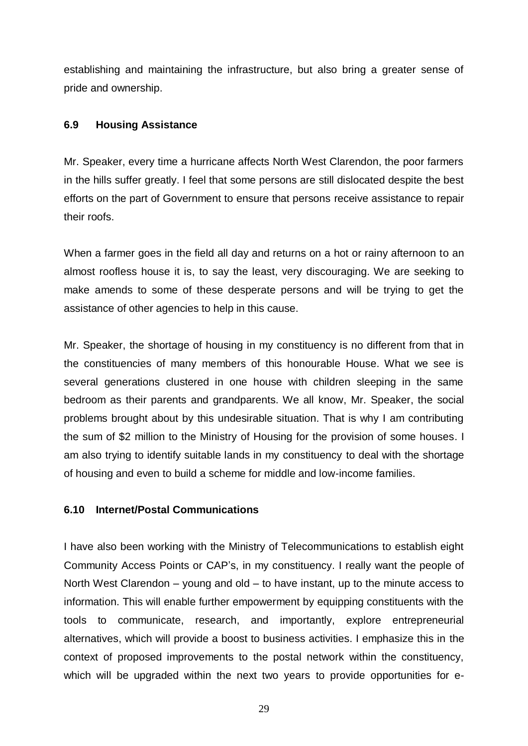establishing and maintaining the infrastructure, but also bring a greater sense of pride and ownership.

### 6.9 Housing Assistance

Mr. Speaker, every time a hurricane affects North West Clarendon, the poor farmers in the hills suffer greatly. I feel that some persons are still dislocated despite the best efforts on the part of Government to ensure that persons receive assistance to repair their roofs.

When a farmer goes in the field all day and returns on a hot or rainy afternoon to an almost roofless house it is, to say the least, very discouraging. We are seeking to make amends to some of these desperate persons and will be trying to get the assistance of other agencies to help in this cause.

Mr. Speaker, the shortage of housing in my constituency is no different from that in the constituencies of many members of this honourable House. What we see is several generations clustered in one house with children sleeping in the same bedroom as their parents and grandparents. We all know, Mr. Speaker, the social problems brought about by this undesirable situation. That is why I am contributing the sum of $2 million to the Ministry of Housing for the provision of some houses. I am also trying to identify suitable lands in my constituency to deal with the shortage of housing and even to build a scheme for middle and low-income families.

### 6.10 Internet/Postal Communications

I have also been working with the Ministry of Telecommunications to establish eight Community Access Points or CAP's, in my constituency. I really want the people of North West Clarendon – young and old – to have instant, up to the minute access to information. This will enable further empowerment by equipping constituents with the tools to communicate, research, and importantly, explore entrepreneurial alternatives, which will provide a boost to business activities. I emphasize this in the context of proposed improvements to the postal network within the constituency, which will be upgraded within the next two years to provide opportunities for e-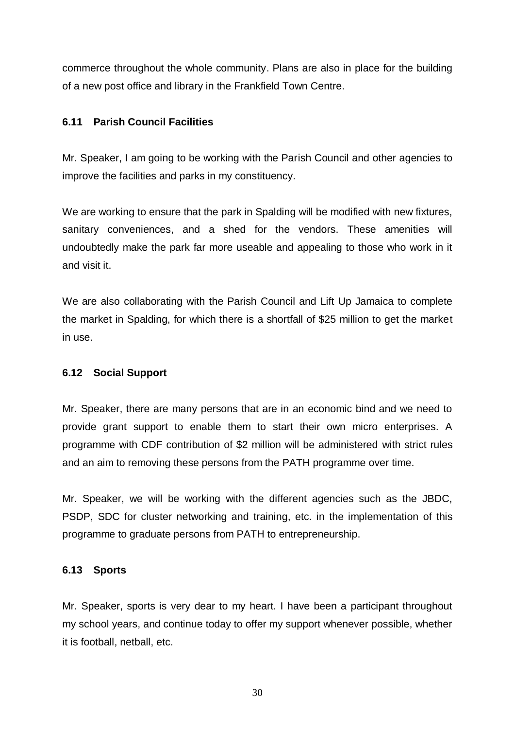commerce throughout the whole community. Plans are also in place for the building of a new post office and library in the Frankfield Town Centre.

### 6.11 Parish Council Facilities

Mr. Speaker, I am going to be working with the Parish Council and other agencies to improve the facilities and parks in my constituency.

We are working to ensure that the park in Spalding will be modified with new fixtures, sanitary conveniences, and a shed for the vendors. These amenities will undoubtedly make the park far more useable and appealing to those who work in it and visit it.

We are also collaborating with the Parish Council and Lift Up Jamaica to complete the market in Spalding, for which there is a shortfall of $25 million to get the market in use.

### 6.12 Social Support

Mr. Speaker, there are many persons that are in an economic bind and we need to provide grant support to enable them to start their own micro enterprises. A programme with CDF contribution of $2 million will be administered with strict rules and an aim to removing these persons from the PATH programme over time.

Mr. Speaker, we will be working with the different agencies such as the JBDC, PSDP, SDC for cluster networking and training, etc. in the implementation of this programme to graduate persons from PATH to entrepreneurship.

### 6.13 Sports

Mr. Speaker, sports is very dear to my heart. I have been a participant throughout my school years, and continue today to offer my support whenever possible, whether it is football, netball, etc.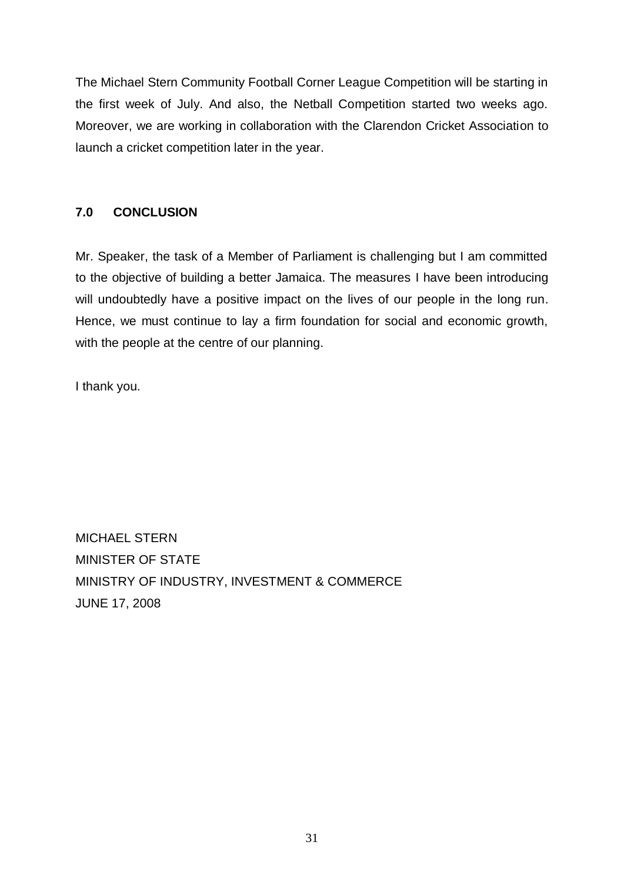The Michael Stern Community Football Corner League Competition will be starting in the first week of July. And also, the Netball Competition started two weeks ago. Moreover, we are working in collaboration with the Clarendon Cricket Association to launch a cricket competition later in the year.

## 7.0 CONCLUSION

Mr. Speaker, the task of a Member of Parliament is challenging but I am committed to the objective of building a better Jamaica. The measures I have been introducing will undoubtedly have a positive impact on the lives of our people in the long run. Hence, we must continue to lay a firm foundation for social and economic growth, with the people at the centre of our planning.

I thank you.

MICHAEL STERN
MINISTER OF STATE
MINISTRY OF INDUSTRY, INVESTMENT & COMMERCE
JUNE 17, 2008